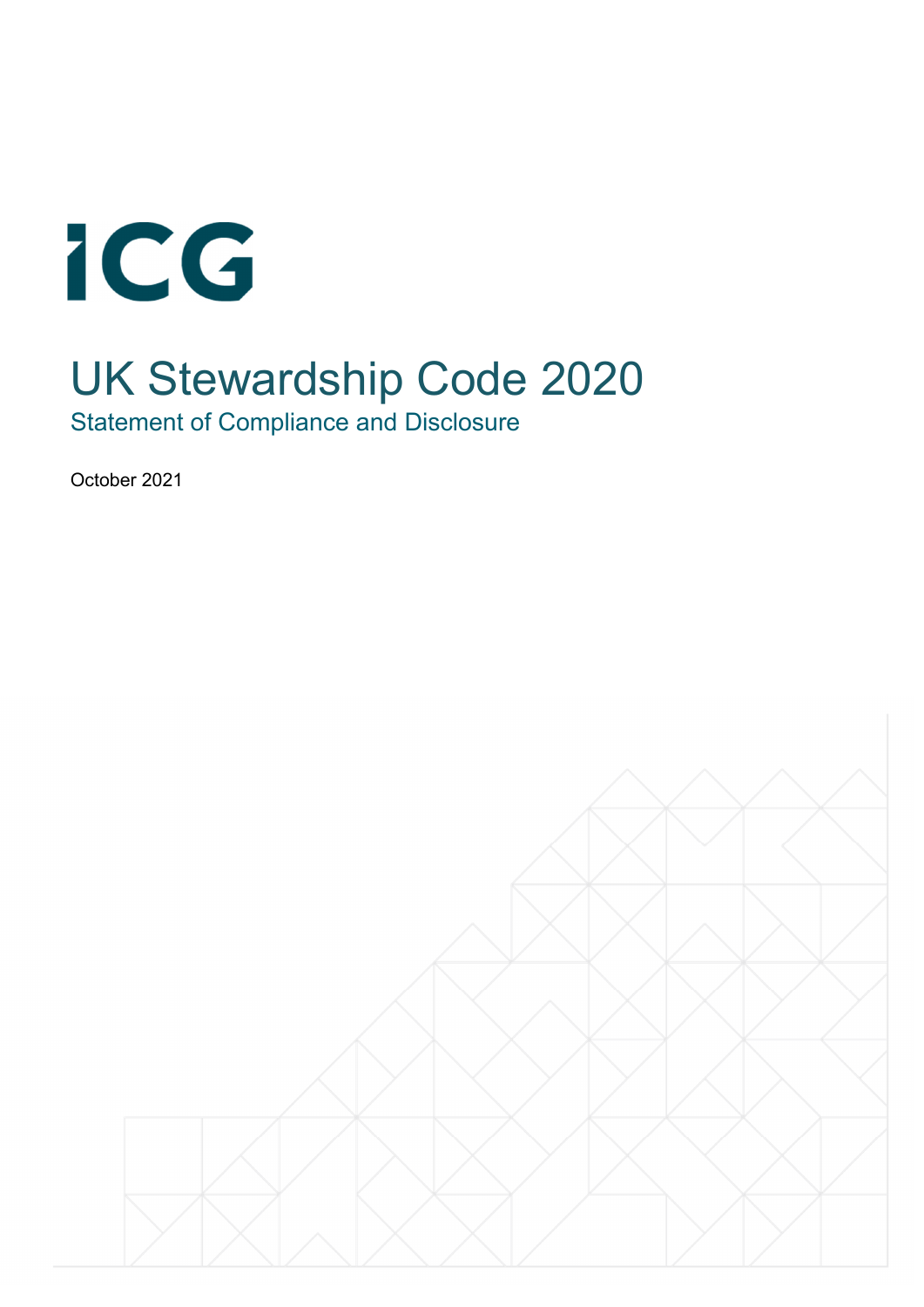ICG

# UK Stewardship Code 2020

## Statement of Compliance and Disclosure

October 2021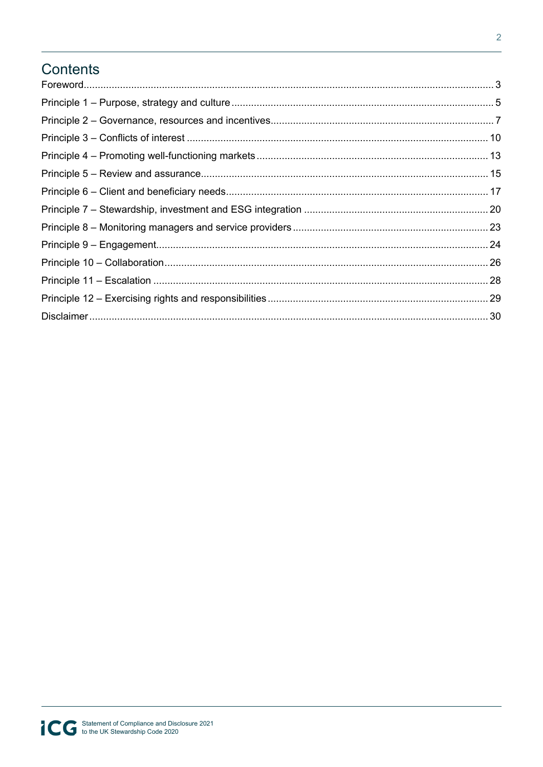# Contents

Foreword...3

Principle 1 – Purpose, strategy and culture...5

Principle 2 – Governance, resources and incentives...7

Principle 3 – Conflicts of interest...10

Principle 4 – Promoting well-functioning markets...13

Principle 5 – Review and assurance...15

Principle 6 – Client and beneficiary needs...17

Principle 7 – Stewardship, investment and ESG integration...20

Principle 8 – Monitoring managers and service providers...23

Principle 9 – Engagement...24

Principle 10 – Collaboration...26

Principle 11 – Escalation...28

Principle 12 – Exercising rights and responsibilities...29

Disclaimer...30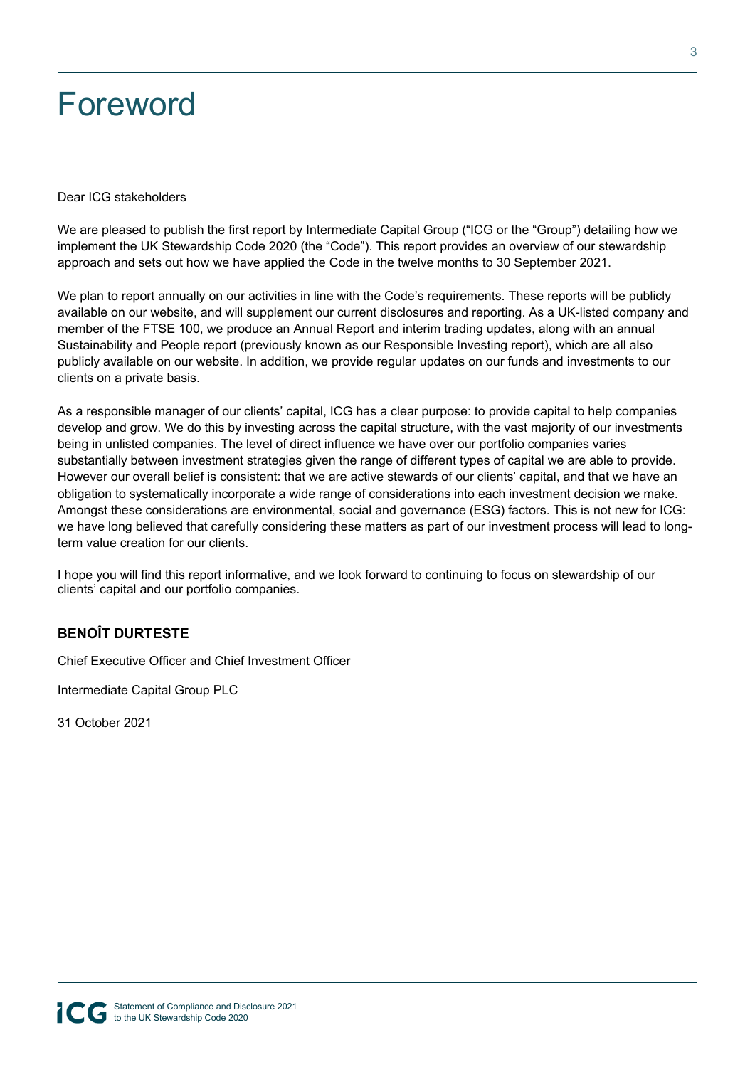# Foreword

Dear ICG stakeholders

We are pleased to publish the first report by Intermediate Capital Group ("ICG or the "Group") detailing how we implement the UK Stewardship Code 2020 (the "Code"). This report provides an overview of our stewardship approach and sets out how we have applied the Code in the twelve months to 30 September 2021.

We plan to report annually on our activities in line with the Code's requirements. These reports will be publicly available on our website, and will supplement our current disclosures and reporting. As a UK-listed company and member of the FTSE 100, we produce an Annual Report and interim trading updates, along with an annual Sustainability and People report (previously known as our Responsible Investing report), which are all also publicly available on our website. In addition, we provide regular updates on our funds and investments to our clients on a private basis.

As a responsible manager of our clients' capital, ICG has a clear purpose: to provide capital to help companies develop and grow. We do this by investing across the capital structure, with the vast majority of our investments being in unlisted companies. The level of direct influence we have over our portfolio companies varies substantially between investment strategies given the range of different types of capital we are able to provide. However our overall belief is consistent: that we are active stewards of our clients' capital, and that we have an obligation to systematically incorporate a wide range of considerations into each investment decision we make. Amongst these considerations are environmental, social and governance (ESG) factors. This is not new for ICG: we have long believed that carefully considering these matters as part of our investment process will lead to long-term value creation for our clients.

I hope you will find this report informative, and we look forward to continuing to focus on stewardship of our clients' capital and our portfolio companies.

**BENOÎT DURTESTE**

Chief Executive Officer and Chief Investment Officer

Intermediate Capital Group PLC

31 October 2021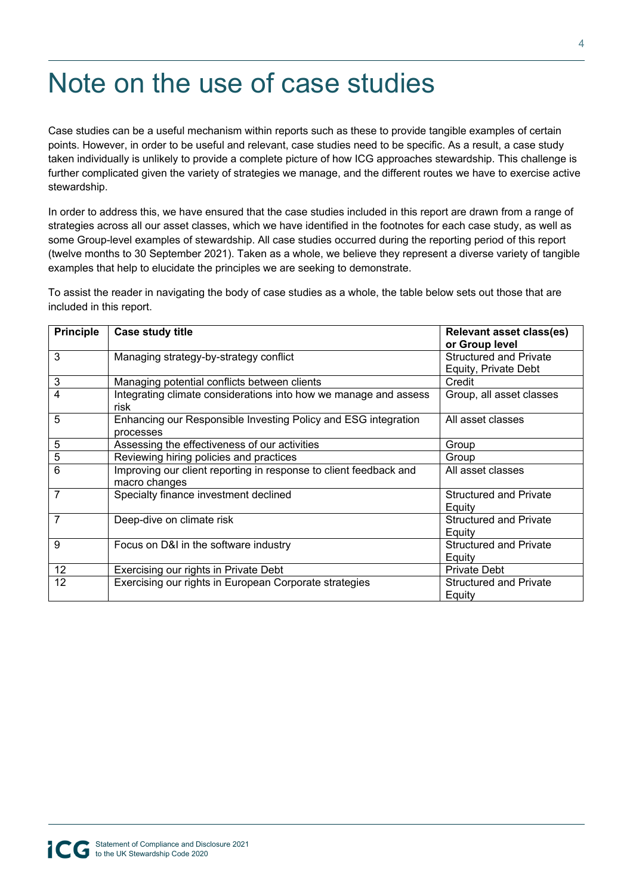# Note on the use of case studies

Case studies can be a useful mechanism within reports such as these to provide tangible examples of certain points. However, in order to be useful and relevant, case studies need to be specific. As a result, a case study taken individually is unlikely to provide a complete picture of how ICG approaches stewardship. This challenge is further complicated given the variety of strategies we manage, and the different routes we have to exercise active stewardship.

In order to address this, we have ensured that the case studies included in this report are drawn from a range of strategies across all our asset classes, which we have identified in the footnotes for each case study, as well as some Group-level examples of stewardship. All case studies occurred during the reporting period of this report (twelve months to 30 September 2021). Taken as a whole, we believe they represent a diverse variety of tangible examples that help to elucidate the principles we are seeking to demonstrate.

To assist the reader in navigating the body of case studies as a whole, the table below sets out those that are included in this report.

| Principle | Case study title | Relevant asset class(es) or Group level |
|---|---|---|
| 3 | Managing strategy-by-strategy conflict | Structured and Private Equity, Private Debt |
| 3 | Managing potential conflicts between clients | Credit |
| 4 | Integrating climate considerations into how we manage and assess risk | Group, all asset classes |
| 5 | Enhancing our Responsible Investing Policy and ESG integration processes | All asset classes |
| 5 | Assessing the effectiveness of our activities | Group |
| 5 | Reviewing hiring policies and practices | Group |
| 6 | Improving our client reporting in response to client feedback and macro changes | All asset classes |
| 7 | Specialty finance investment declined | Structured and Private Equity |
| 7 | Deep-dive on climate risk | Structured and Private Equity |
| 9 | Focus on D&I in the software industry | Structured and Private Equity |
| 12 | Exercising our rights in Private Debt | Private Debt |
| 12 | Exercising our rights in European Corporate strategies | Structured and Private Equity |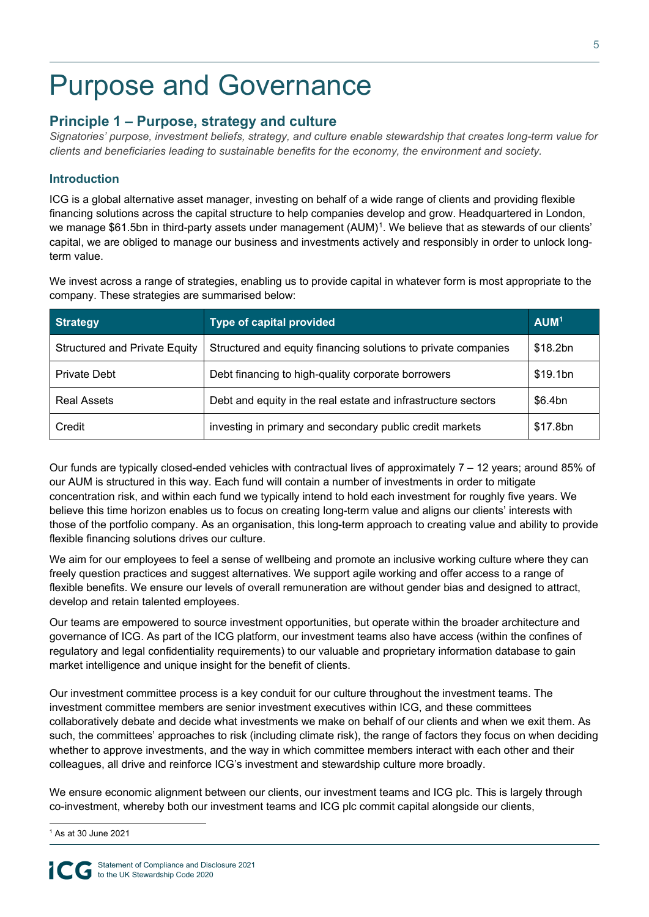# Purpose and Governance

## Principle 1 – Purpose, strategy and culture

*Signatories' purpose, investment beliefs, strategy, and culture enable stewardship that creates long-term value for clients and beneficiaries leading to sustainable benefits for the economy, the environment and society.*

### Introduction

ICG is a global alternative asset manager, investing on behalf of a wide range of clients and providing flexible financing solutions across the capital structure to help companies develop and grow. Headquartered in London, we manage $61.5bn in third-party assets under management (AUM)[1]. We believe that as stewards of our clients' capital, we are obliged to manage our business and investments actively and responsibly in order to unlock long-term value.

We invest across a range of strategies, enabling us to provide capital in whatever form is most appropriate to the company. These strategies are summarised below:

| Strategy | Type of capital provided | AUM[1] |
|---|---|---|
| Structured and Private Equity | Structured and equity financing solutions to private companies | $18.2bn |
| Private Debt | Debt financing to high-quality corporate borrowers | $19.1bn |
| Real Assets | Debt and equity in the real estate and infrastructure sectors | $6.4bn |
| Credit | investing in primary and secondary public credit markets | $17.8bn |

Our funds are typically closed-ended vehicles with contractual lives of approximately 7 – 12 years; around 85% of our AUM is structured in this way. Each fund will contain a number of investments in order to mitigate concentration risk, and within each fund we typically intend to hold each investment for roughly five years. We believe this time horizon enables us to focus on creating long-term value and aligns our clients' interests with those of the portfolio company. As an organisation, this long-term approach to creating value and ability to provide flexible financing solutions drives our culture.

We aim for our employees to feel a sense of wellbeing and promote an inclusive working culture where they can freely question practices and suggest alternatives. We support agile working and offer access to a range of flexible benefits. We ensure our levels of overall remuneration are without gender bias and designed to attract, develop and retain talented employees.

Our teams are empowered to source investment opportunities, but operate within the broader architecture and governance of ICG. As part of the ICG platform, our investment teams also have access (within the confines of regulatory and legal confidentiality requirements) to our valuable and proprietary information database to gain market intelligence and unique insight for the benefit of clients.

Our investment committee process is a key conduit for our culture throughout the investment teams. The investment committee members are senior investment executives within ICG, and these committees collaboratively debate and decide what investments we make on behalf of our clients and when we exit them. As such, the committees' approaches to risk (including climate risk), the range of factors they focus on when deciding whether to approve investments, and the way in which committee members interact with each other and their colleagues, all drive and reinforce ICG's investment and stewardship culture more broadly.

We ensure economic alignment between our clients, our investment teams and ICG plc. This is largely through co-investment, whereby both our investment teams and ICG plc commit capital alongside our clients,

[1] As at 30 June 2021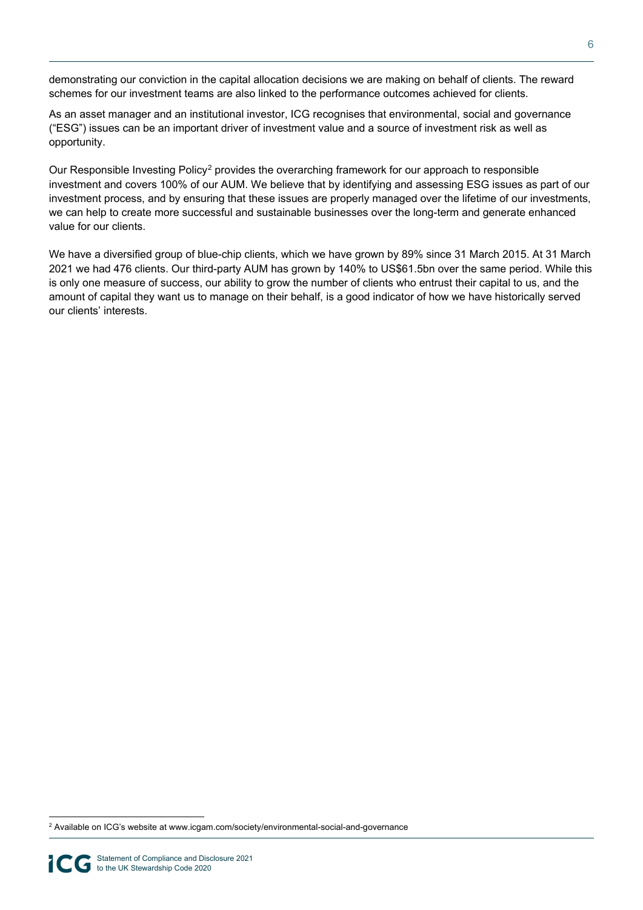demonstrating our conviction in the capital allocation decisions we are making on behalf of clients. The reward schemes for our investment teams are also linked to the performance outcomes achieved for clients.

As an asset manager and an institutional investor, ICG recognises that environmental, social and governance ("ESG") issues can be an important driver of investment value and a source of investment risk as well as opportunity.

Our Responsible Investing Policy[2] provides the overarching framework for our approach to responsible investment and covers 100% of our AUM. We believe that by identifying and assessing ESG issues as part of our investment process, and by ensuring that these issues are properly managed over the lifetime of our investments, we can help to create more successful and sustainable businesses over the long-term and generate enhanced value for our clients.

We have a diversified group of blue-chip clients, which we have grown by 89% since 31 March 2015. At 31 March 2021 we had 476 clients. Our third-party AUM has grown by 140% to US$61.5bn over the same period. While this is only one measure of success, our ability to grow the number of clients who entrust their capital to us, and the amount of capital they want us to manage on their behalf, is a good indicator of how we have historically served our clients' interests.

[2] Available on ICG's website at www.icgam.com/society/environmental-social-and-governance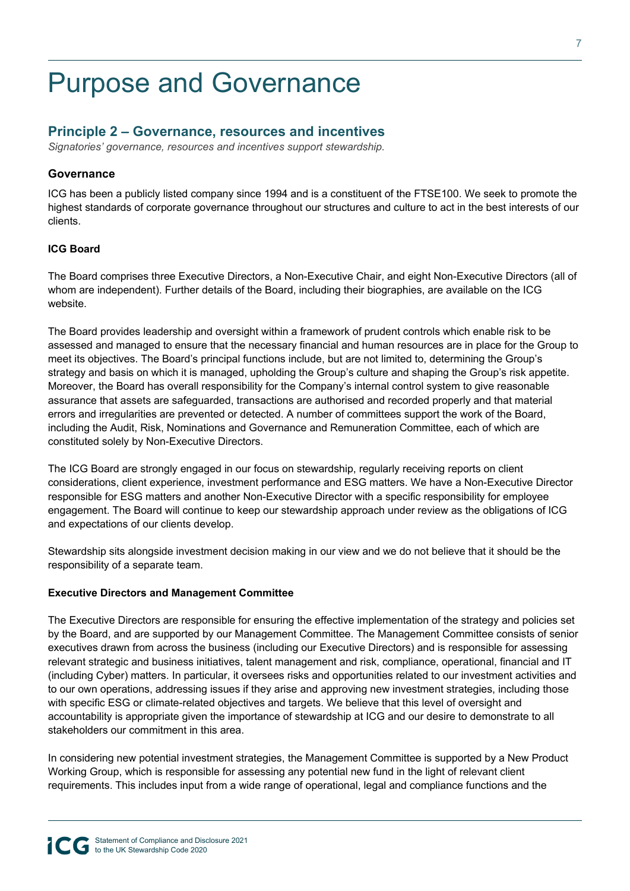# Purpose and Governance

## Principle 2 – Governance, resources and incentives

*Signatories' governance, resources and incentives support stewardship.*

### Governance

ICG has been a publicly listed company since 1994 and is a constituent of the FTSE100. We seek to promote the highest standards of corporate governance throughout our structures and culture to act in the best interests of our clients.

**ICG Board**

The Board comprises three Executive Directors, a Non-Executive Chair, and eight Non-Executive Directors (all of whom are independent). Further details of the Board, including their biographies, are available on the ICG website.

The Board provides leadership and oversight within a framework of prudent controls which enable risk to be assessed and managed to ensure that the necessary financial and human resources are in place for the Group to meet its objectives. The Board's principal functions include, but are not limited to, determining the Group's strategy and basis on which it is managed, upholding the Group's culture and shaping the Group's risk appetite. Moreover, the Board has overall responsibility for the Company's internal control system to give reasonable assurance that assets are safeguarded, transactions are authorised and recorded properly and that material errors and irregularities are prevented or detected. A number of committees support the work of the Board, including the Audit, Risk, Nominations and Governance and Remuneration Committee, each of which are constituted solely by Non-Executive Directors.

The ICG Board are strongly engaged in our focus on stewardship, regularly receiving reports on client considerations, client experience, investment performance and ESG matters. We have a Non-Executive Director responsible for ESG matters and another Non-Executive Director with a specific responsibility for employee engagement. The Board will continue to keep our stewardship approach under review as the obligations of ICG and expectations of our clients develop.

Stewardship sits alongside investment decision making in our view and we do not believe that it should be the responsibility of a separate team.

**Executive Directors and Management Committee**

The Executive Directors are responsible for ensuring the effective implementation of the strategy and policies set by the Board, and are supported by our Management Committee. The Management Committee consists of senior executives drawn from across the business (including our Executive Directors) and is responsible for assessing relevant strategic and business initiatives, talent management and risk, compliance, operational, financial and IT (including Cyber) matters. In particular, it oversees risks and opportunities related to our investment activities and to our own operations, addressing issues if they arise and approving new investment strategies, including those with specific ESG or climate-related objectives and targets. We believe that this level of oversight and accountability is appropriate given the importance of stewardship at ICG and our desire to demonstrate to all stakeholders our commitment in this area.

In considering new potential investment strategies, the Management Committee is supported by a New Product Working Group, which is responsible for assessing any potential new fund in the light of relevant client requirements. This includes input from a wide range of operational, legal and compliance functions and the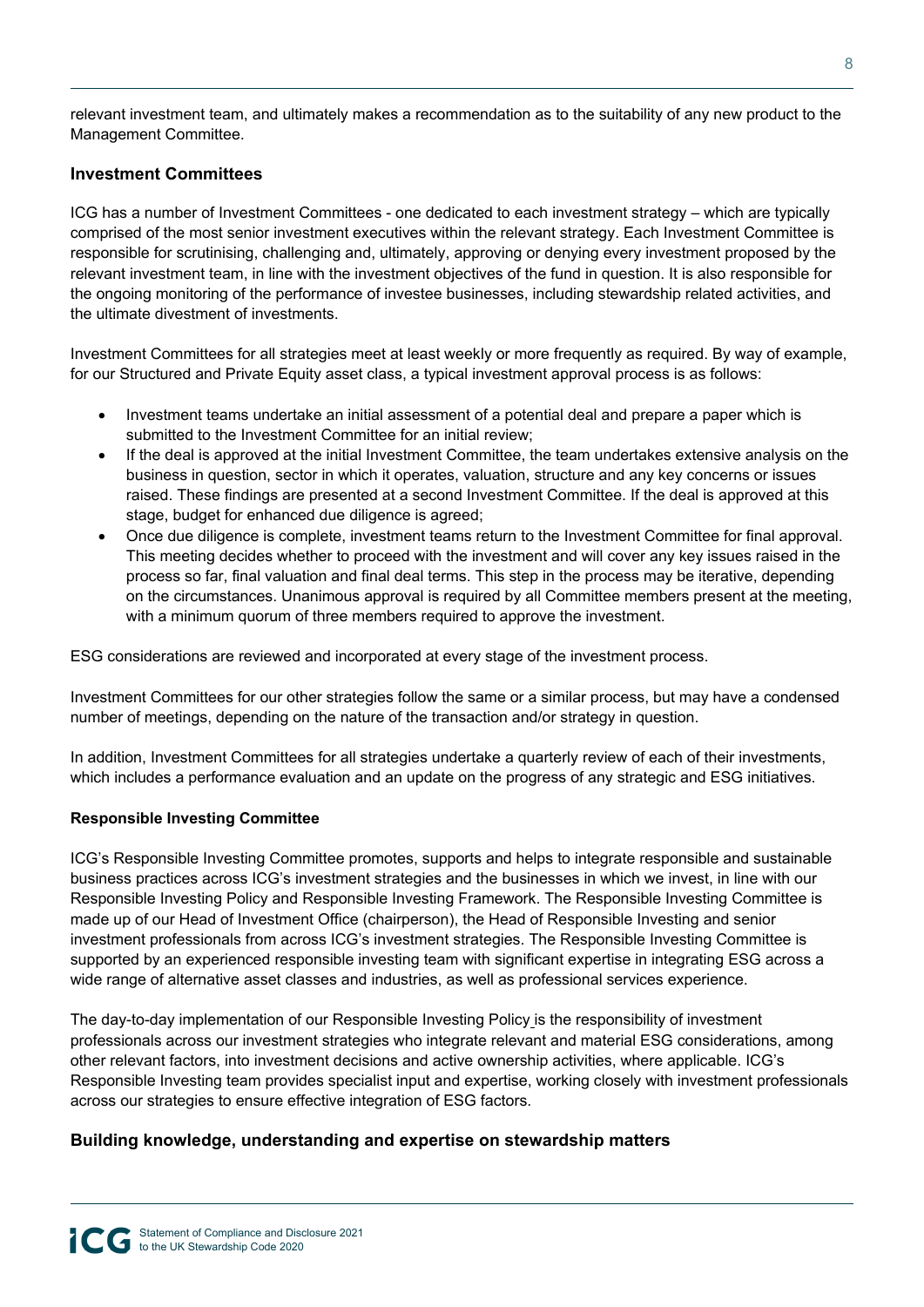relevant investment team, and ultimately makes a recommendation as to the suitability of any new product to the Management Committee.

## Investment Committees

ICG has a number of Investment Committees - one dedicated to each investment strategy – which are typically comprised of the most senior investment executives within the relevant strategy. Each Investment Committee is responsible for scrutinising, challenging and, ultimately, approving or denying every investment proposed by the relevant investment team, in line with the investment objectives of the fund in question. It is also responsible for the ongoing monitoring of the performance of investee businesses, including stewardship related activities, and the ultimate divestment of investments.

Investment Committees for all strategies meet at least weekly or more frequently as required. By way of example, for our Structured and Private Equity asset class, a typical investment approval process is as follows:

- Investment teams undertake an initial assessment of a potential deal and prepare a paper which is submitted to the Investment Committee for an initial review;
- If the deal is approved at the initial Investment Committee, the team undertakes extensive analysis on the business in question, sector in which it operates, valuation, structure and any key concerns or issues raised. These findings are presented at a second Investment Committee. If the deal is approved at this stage, budget for enhanced due diligence is agreed;
- Once due diligence is complete, investment teams return to the Investment Committee for final approval. This meeting decides whether to proceed with the investment and will cover any key issues raised in the process so far, final valuation and final deal terms. This step in the process may be iterative, depending on the circumstances. Unanimous approval is required by all Committee members present at the meeting, with a minimum quorum of three members required to approve the investment.

ESG considerations are reviewed and incorporated at every stage of the investment process.

Investment Committees for our other strategies follow the same or a similar process, but may have a condensed number of meetings, depending on the nature of the transaction and/or strategy in question.

In addition, Investment Committees for all strategies undertake a quarterly review of each of their investments, which includes a performance evaluation and an update on the progress of any strategic and ESG initiatives.

### Responsible Investing Committee

ICG's Responsible Investing Committee promotes, supports and helps to integrate responsible and sustainable business practices across ICG's investment strategies and the businesses in which we invest, in line with our Responsible Investing Policy and Responsible Investing Framework. The Responsible Investing Committee is made up of our Head of Investment Office (chairperson), the Head of Responsible Investing and senior investment professionals from across ICG's investment strategies. The Responsible Investing Committee is supported by an experienced responsible investing team with significant expertise in integrating ESG across a wide range of alternative asset classes and industries, as well as professional services experience.

The day-to-day implementation of our Responsible Investing Policy is the responsibility of investment professionals across our investment strategies who integrate relevant and material ESG considerations, among other relevant factors, into investment decisions and active ownership activities, where applicable. ICG's Responsible Investing team provides specialist input and expertise, working closely with investment professionals across our strategies to ensure effective integration of ESG factors.

## Building knowledge, understanding and expertise on stewardship matters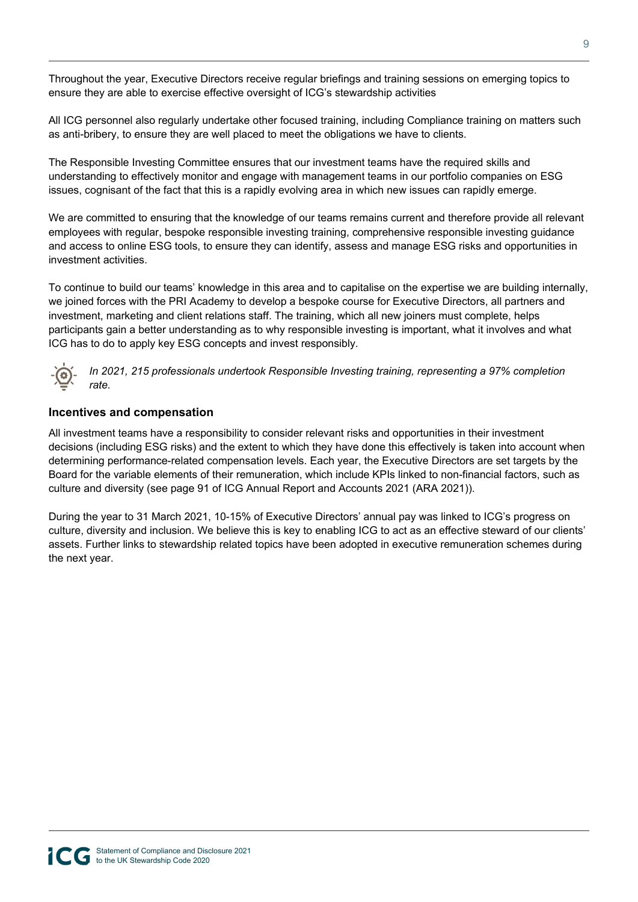Throughout the year, Executive Directors receive regular briefings and training sessions on emerging topics to ensure they are able to exercise effective oversight of ICG's stewardship activities

All ICG personnel also regularly undertake other focused training, including Compliance training on matters such as anti-bribery, to ensure they are well placed to meet the obligations we have to clients.

The Responsible Investing Committee ensures that our investment teams have the required skills and understanding to effectively monitor and engage with management teams in our portfolio companies on ESG issues, cognisant of the fact that this is a rapidly evolving area in which new issues can rapidly emerge.

We are committed to ensuring that the knowledge of our teams remains current and therefore provide all relevant employees with regular, bespoke responsible investing training, comprehensive responsible investing guidance and access to online ESG tools, to ensure they can identify, assess and manage ESG risks and opportunities in investment activities.

To continue to build our teams' knowledge in this area and to capitalise on the expertise we are building internally, we joined forces with the PRI Academy to develop a bespoke course for Executive Directors, all partners and investment, marketing and client relations staff. The training, which all new joiners must complete, helps participants gain a better understanding as to why responsible investing is important, what it involves and what ICG has to do to apply key ESG concepts and invest responsibly.

*In 2021, 215 professionals undertook Responsible Investing training, representing a 97% completion rate.*

### Incentives and compensation

All investment teams have a responsibility to consider relevant risks and opportunities in their investment decisions (including ESG risks) and the extent to which they have done this effectively is taken into account when determining performance-related compensation levels. Each year, the Executive Directors are set targets by the Board for the variable elements of their remuneration, which include KPIs linked to non-financial factors, such as culture and diversity (see page 91 of ICG Annual Report and Accounts 2021 (ARA 2021)).

During the year to 31 March 2021, 10-15% of Executive Directors' annual pay was linked to ICG's progress on culture, diversity and inclusion. We believe this is key to enabling ICG to act as an effective steward of our clients' assets. Further links to stewardship related topics have been adopted in executive remuneration schemes during the next year.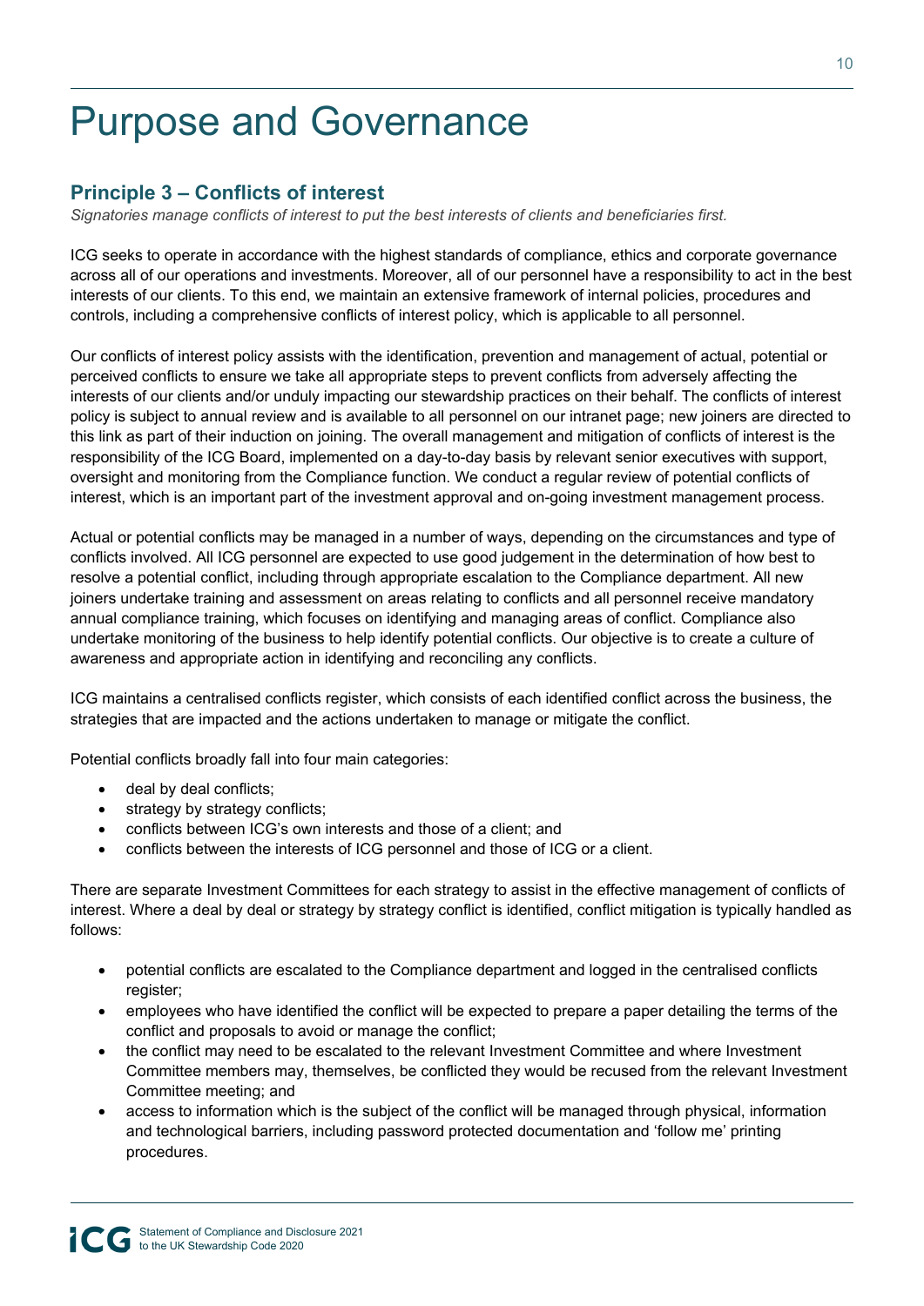# Purpose and Governance

## Principle 3 – Conflicts of interest

*Signatories manage conflicts of interest to put the best interests of clients and beneficiaries first.*

ICG seeks to operate in accordance with the highest standards of compliance, ethics and corporate governance across all of our operations and investments. Moreover, all of our personnel have a responsibility to act in the best interests of our clients. To this end, we maintain an extensive framework of internal policies, procedures and controls, including a comprehensive conflicts of interest policy, which is applicable to all personnel.

Our conflicts of interest policy assists with the identification, prevention and management of actual, potential or perceived conflicts to ensure we take all appropriate steps to prevent conflicts from adversely affecting the interests of our clients and/or unduly impacting our stewardship practices on their behalf. The conflicts of interest policy is subject to annual review and is available to all personnel on our intranet page; new joiners are directed to this link as part of their induction on joining. The overall management and mitigation of conflicts of interest is the responsibility of the ICG Board, implemented on a day-to-day basis by relevant senior executives with support, oversight and monitoring from the Compliance function. We conduct a regular review of potential conflicts of interest, which is an important part of the investment approval and on-going investment management process.

Actual or potential conflicts may be managed in a number of ways, depending on the circumstances and type of conflicts involved. All ICG personnel are expected to use good judgement in the determination of how best to resolve a potential conflict, including through appropriate escalation to the Compliance department. All new joiners undertake training and assessment on areas relating to conflicts and all personnel receive mandatory annual compliance training, which focuses on identifying and managing areas of conflict. Compliance also undertake monitoring of the business to help identify potential conflicts. Our objective is to create a culture of awareness and appropriate action in identifying and reconciling any conflicts.

ICG maintains a centralised conflicts register, which consists of each identified conflict across the business, the strategies that are impacted and the actions undertaken to manage or mitigate the conflict.

Potential conflicts broadly fall into four main categories:

- deal by deal conflicts;
- strategy by strategy conflicts;
- conflicts between ICG's own interests and those of a client; and
- conflicts between the interests of ICG personnel and those of ICG or a client.

There are separate Investment Committees for each strategy to assist in the effective management of conflicts of interest. Where a deal by deal or strategy by strategy conflict is identified, conflict mitigation is typically handled as follows:

- potential conflicts are escalated to the Compliance department and logged in the centralised conflicts register;
- employees who have identified the conflict will be expected to prepare a paper detailing the terms of the conflict and proposals to avoid or manage the conflict;
- the conflict may need to be escalated to the relevant Investment Committee and where Investment Committee members may, themselves, be conflicted they would be recused from the relevant Investment Committee meeting; and
- access to information which is the subject of the conflict will be managed through physical, information and technological barriers, including password protected documentation and 'follow me' printing procedures.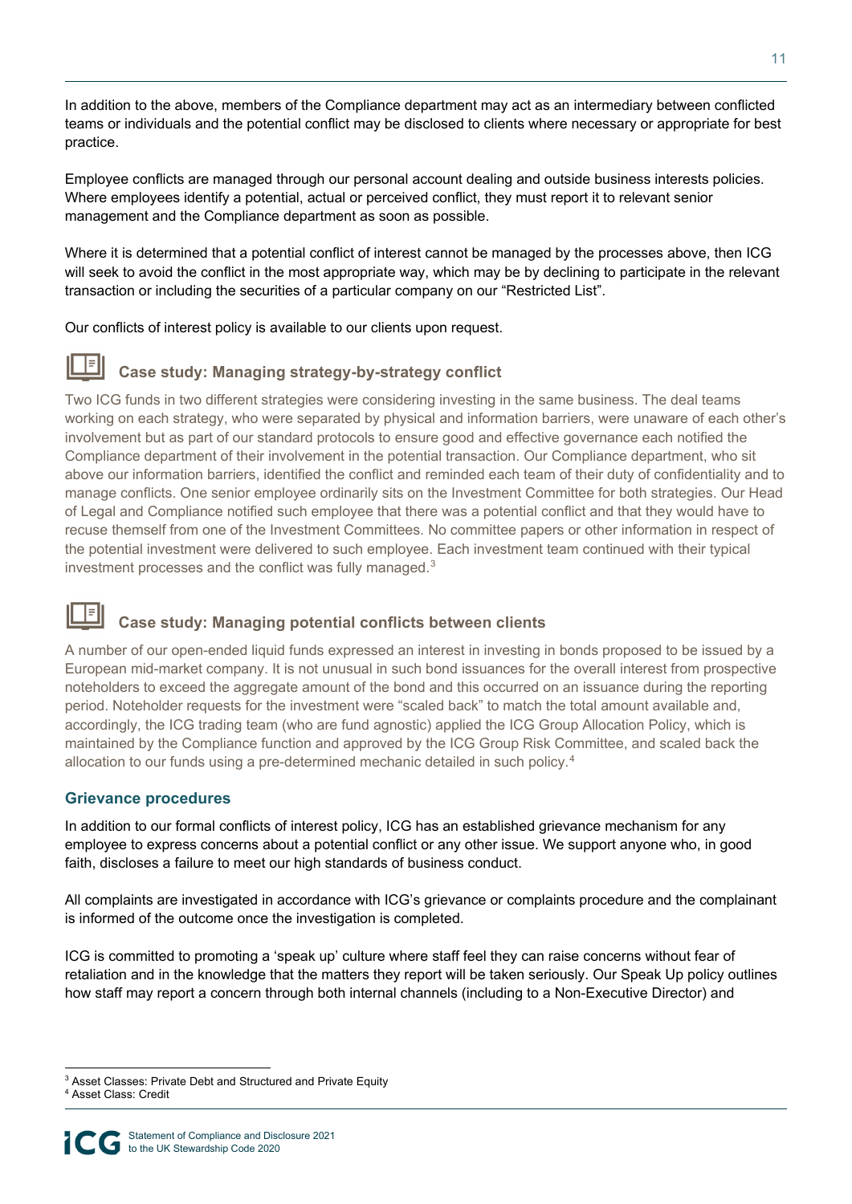In addition to the above, members of the Compliance department may act as an intermediary between conflicted teams or individuals and the potential conflict may be disclosed to clients where necessary or appropriate for best practice.

Employee conflicts are managed through our personal account dealing and outside business interests policies. Where employees identify a potential, actual or perceived conflict, they must report it to relevant senior management and the Compliance department as soon as possible.

Where it is determined that a potential conflict of interest cannot be managed by the processes above, then ICG will seek to avoid the conflict in the most appropriate way, which may be by declining to participate in the relevant transaction or including the securities of a particular company on our "Restricted List".

Our conflicts of interest policy is available to our clients upon request.

### Case study: Managing strategy-by-strategy conflict

Two ICG funds in two different strategies were considering investing in the same business. The deal teams working on each strategy, who were separated by physical and information barriers, were unaware of each other's involvement but as part of our standard protocols to ensure good and effective governance each notified the Compliance department of their involvement in the potential transaction. Our Compliance department, who sit above our information barriers, identified the conflict and reminded each team of their duty of confidentiality and to manage conflicts. One senior employee ordinarily sits on the Investment Committee for both strategies. Our Head of Legal and Compliance notified such employee that there was a potential conflict and that they would have to recuse themself from one of the Investment Committees. No committee papers or other information in respect of the potential investment were delivered to such employee. Each investment team continued with their typical investment processes and the conflict was fully managed.[3]

### Case study: Managing potential conflicts between clients

A number of our open-ended liquid funds expressed an interest in investing in bonds proposed to be issued by a European mid-market company. It is not unusual in such bond issuances for the overall interest from prospective noteholders to exceed the aggregate amount of the bond and this occurred on an issuance during the reporting period. Noteholder requests for the investment were "scaled back" to match the total amount available and, accordingly, the ICG trading team (who are fund agnostic) applied the ICG Group Allocation Policy, which is maintained by the Compliance function and approved by the ICG Group Risk Committee, and scaled back the allocation to our funds using a pre-determined mechanic detailed in such policy.[4]

## Grievance procedures

In addition to our formal conflicts of interest policy, ICG has an established grievance mechanism for any employee to express concerns about a potential conflict or any other issue. We support anyone who, in good faith, discloses a failure to meet our high standards of business conduct.

All complaints are investigated in accordance with ICG's grievance or complaints procedure and the complainant is informed of the outcome once the investigation is completed.

ICG is committed to promoting a 'speak up' culture where staff feel they can raise concerns without fear of retaliation and in the knowledge that the matters they report will be taken seriously. Our Speak Up policy outlines how staff may report a concern through both internal channels (including to a Non-Executive Director) and

---

[3] Asset Classes: Private Debt and Structured and Private Equity

[4] Asset Class: Credit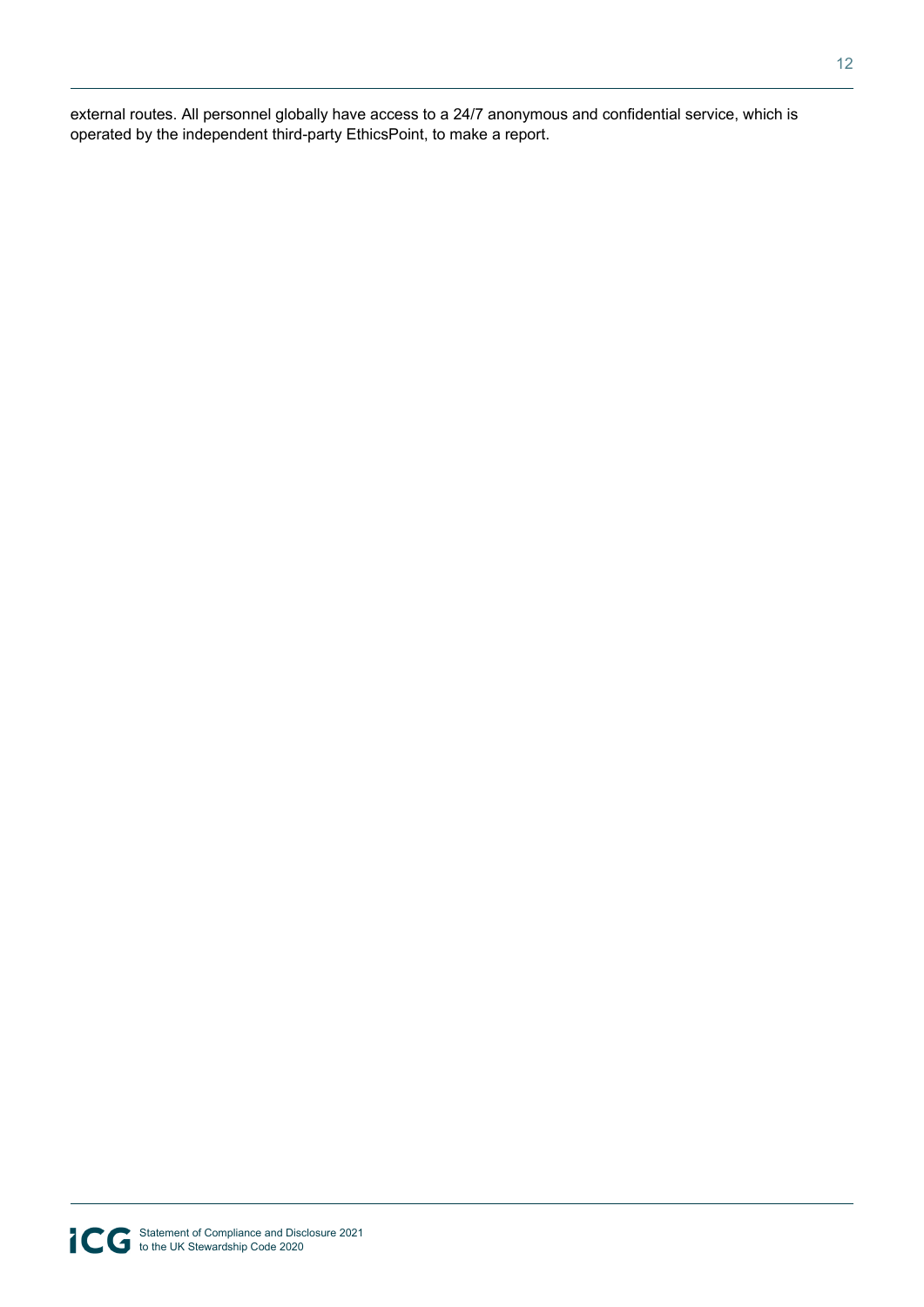external routes. All personnel globally have access to a 24/7 anonymous and confidential service, which is operated by the independent third-party EthicsPoint, to make a report.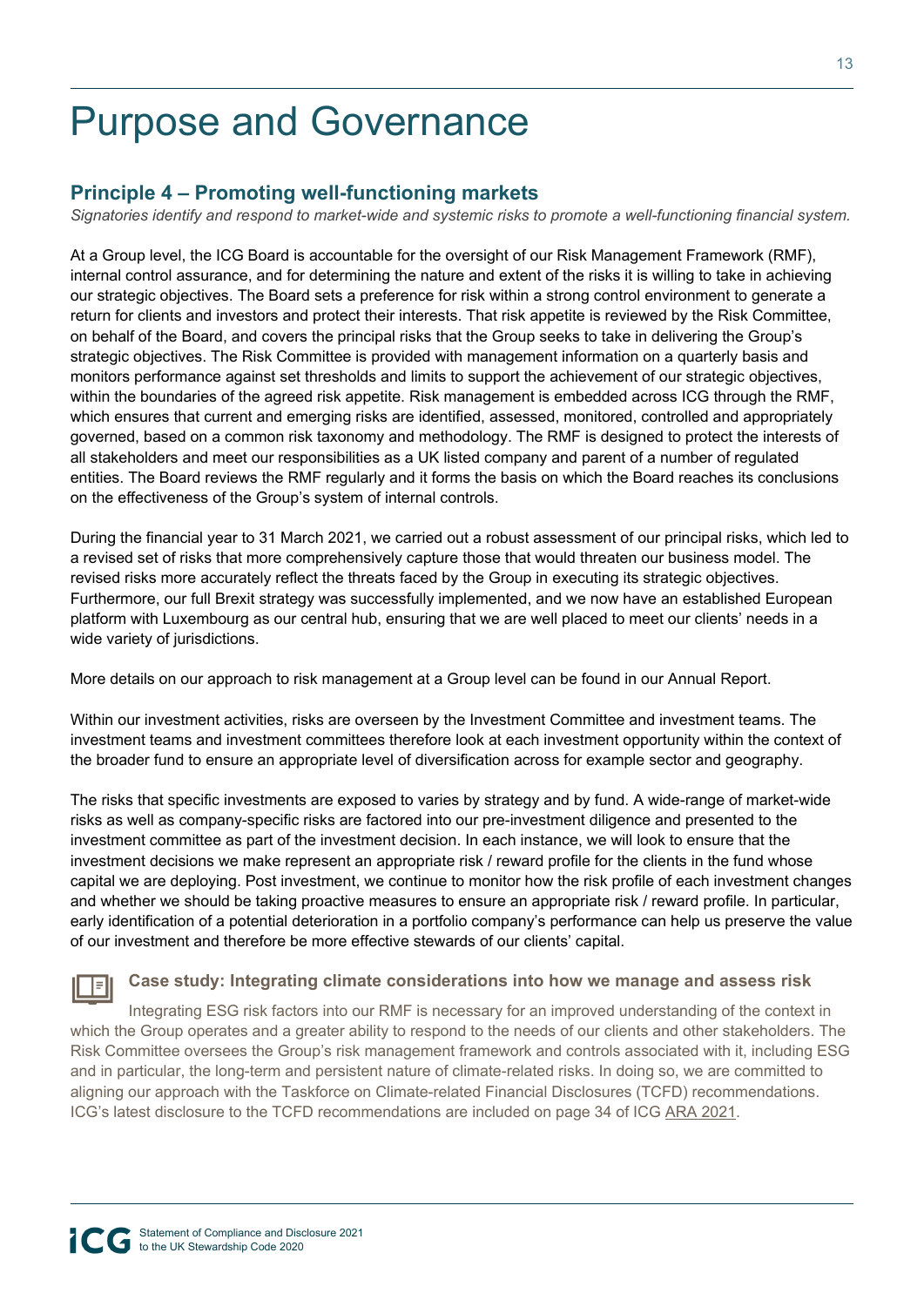# Purpose and Governance

## Principle 4 – Promoting well-functioning markets

*Signatories identify and respond to market-wide and systemic risks to promote a well-functioning financial system.*

At a Group level, the ICG Board is accountable for the oversight of our Risk Management Framework (RMF), internal control assurance, and for determining the nature and extent of the risks it is willing to take in achieving our strategic objectives. The Board sets a preference for risk within a strong control environment to generate a return for clients and investors and protect their interests. That risk appetite is reviewed by the Risk Committee, on behalf of the Board, and covers the principal risks that the Group seeks to take in delivering the Group's strategic objectives. The Risk Committee is provided with management information on a quarterly basis and monitors performance against set thresholds and limits to support the achievement of our strategic objectives, within the boundaries of the agreed risk appetite. Risk management is embedded across ICG through the RMF, which ensures that current and emerging risks are identified, assessed, monitored, controlled and appropriately governed, based on a common risk taxonomy and methodology. The RMF is designed to protect the interests of all stakeholders and meet our responsibilities as a UK listed company and parent of a number of regulated entities. The Board reviews the RMF regularly and it forms the basis on which the Board reaches its conclusions on the effectiveness of the Group's system of internal controls.

During the financial year to 31 March 2021, we carried out a robust assessment of our principal risks, which led to a revised set of risks that more comprehensively capture those that would threaten our business model. The revised risks more accurately reflect the threats faced by the Group in executing its strategic objectives. Furthermore, our full Brexit strategy was successfully implemented, and we now have an established European platform with Luxembourg as our central hub, ensuring that we are well placed to meet our clients' needs in a wide variety of jurisdictions.

More details on our approach to risk management at a Group level can be found in our Annual Report.

Within our investment activities, risks are overseen by the Investment Committee and investment teams. The investment teams and investment committees therefore look at each investment opportunity within the context of the broader fund to ensure an appropriate level of diversification across for example sector and geography.

The risks that specific investments are exposed to varies by strategy and by fund. A wide-range of market-wide risks as well as company-specific risks are factored into our pre-investment diligence and presented to the investment committee as part of the investment decision. In each instance, we will look to ensure that the investment decisions we make represent an appropriate risk / reward profile for the clients in the fund whose capital we are deploying. Post investment, we continue to monitor how the risk profile of each investment changes and whether we should be taking proactive measures to ensure an appropriate risk / reward profile. In particular, early identification of a potential deterioration in a portfolio company's performance can help us preserve the value of our investment and therefore be more effective stewards of our clients' capital.

### Case study: Integrating climate considerations into how we manage and assess risk

Integrating ESG risk factors into our RMF is necessary for an improved understanding of the context in which the Group operates and a greater ability to respond to the needs of our clients and other stakeholders. The Risk Committee oversees the Group's risk management framework and controls associated with it, including ESG and in particular, the long-term and persistent nature of climate-related risks. In doing so, we are committed to aligning our approach with the Taskforce on Climate-related Financial Disclosures (TCFD) recommendations. ICG's latest disclosure to the TCFD recommendations are included on page 34 of ICG ARA 2021.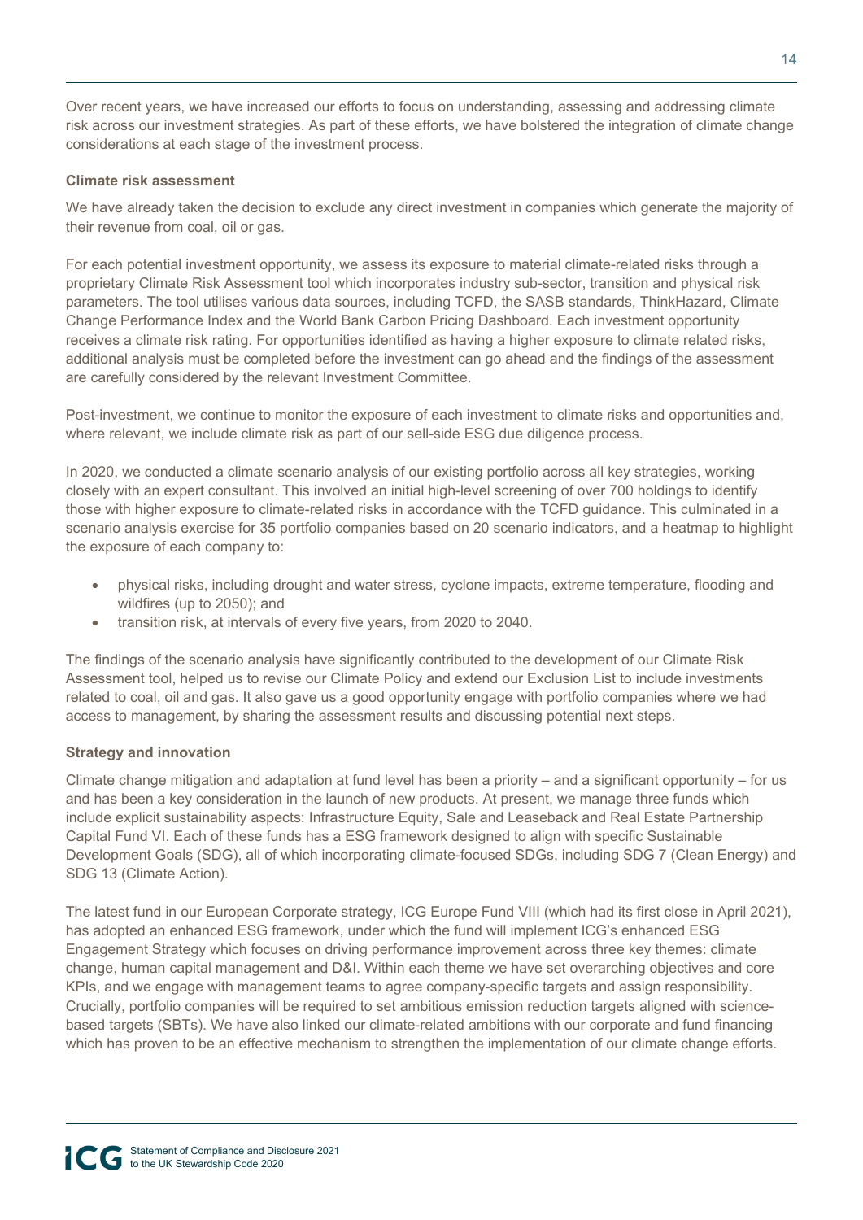Over recent years, we have increased our efforts to focus on understanding, assessing and addressing climate risk across our investment strategies. As part of these efforts, we have bolstered the integration of climate change considerations at each stage of the investment process.

**Climate risk assessment**

We have already taken the decision to exclude any direct investment in companies which generate the majority of their revenue from coal, oil or gas.

For each potential investment opportunity, we assess its exposure to material climate-related risks through a proprietary Climate Risk Assessment tool which incorporates industry sub-sector, transition and physical risk parameters. The tool utilises various data sources, including TCFD, the SASB standards, ThinkHazard, Climate Change Performance Index and the World Bank Carbon Pricing Dashboard. Each investment opportunity receives a climate risk rating. For opportunities identified as having a higher exposure to climate related risks, additional analysis must be completed before the investment can go ahead and the findings of the assessment are carefully considered by the relevant Investment Committee.

Post-investment, we continue to monitor the exposure of each investment to climate risks and opportunities and, where relevant, we include climate risk as part of our sell-side ESG due diligence process.

In 2020, we conducted a climate scenario analysis of our existing portfolio across all key strategies, working closely with an expert consultant. This involved an initial high-level screening of over 700 holdings to identify those with higher exposure to climate-related risks in accordance with the TCFD guidance. This culminated in a scenario analysis exercise for 35 portfolio companies based on 20 scenario indicators, and a heatmap to highlight the exposure of each company to:

- physical risks, including drought and water stress, cyclone impacts, extreme temperature, flooding and wildfires (up to 2050); and
- transition risk, at intervals of every five years, from 2020 to 2040.

The findings of the scenario analysis have significantly contributed to the development of our Climate Risk Assessment tool, helped us to revise our Climate Policy and extend our Exclusion List to include investments related to coal, oil and gas. It also gave us a good opportunity engage with portfolio companies where we had access to management, by sharing the assessment results and discussing potential next steps.

**Strategy and innovation**

Climate change mitigation and adaptation at fund level has been a priority – and a significant opportunity – for us and has been a key consideration in the launch of new products. At present, we manage three funds which include explicit sustainability aspects: Infrastructure Equity, Sale and Leaseback and Real Estate Partnership Capital Fund VI. Each of these funds has a ESG framework designed to align with specific Sustainable Development Goals (SDG), all of which incorporating climate-focused SDGs, including SDG 7 (Clean Energy) and SDG 13 (Climate Action).

The latest fund in our European Corporate strategy, ICG Europe Fund VIII (which had its first close in April 2021), has adopted an enhanced ESG framework, under which the fund will implement ICG's enhanced ESG Engagement Strategy which focuses on driving performance improvement across three key themes: climate change, human capital management and D&I. Within each theme we have set overarching objectives and core KPIs, and we engage with management teams to agree company-specific targets and assign responsibility. Crucially, portfolio companies will be required to set ambitious emission reduction targets aligned with science-based targets (SBTs). We have also linked our climate-related ambitions with our corporate and fund financing which has proven to be an effective mechanism to strengthen the implementation of our climate change efforts.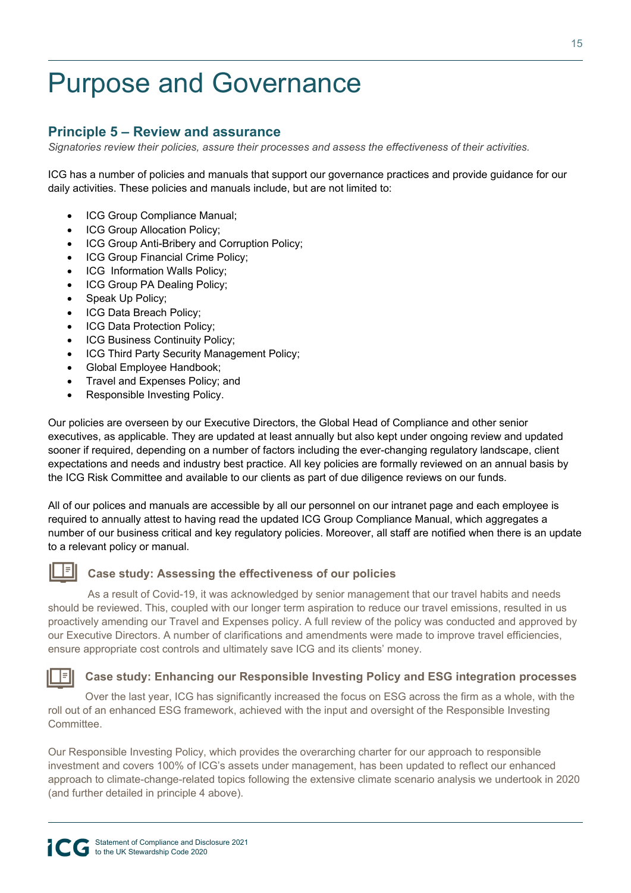# Purpose and Governance

## Principle 5 – Review and assurance

*Signatories review their policies, assure their processes and assess the effectiveness of their activities.*

ICG has a number of policies and manuals that support our governance practices and provide guidance for our daily activities. These policies and manuals include, but are not limited to:

- ICG Group Compliance Manual;
- ICG Group Allocation Policy;
- ICG Group Anti-Bribery and Corruption Policy;
- ICG Group Financial Crime Policy;
- ICG Information Walls Policy;
- ICG Group PA Dealing Policy;
- Speak Up Policy;
- ICG Data Breach Policy;
- ICG Data Protection Policy;
- ICG Business Continuity Policy;
- ICG Third Party Security Management Policy;
- Global Employee Handbook;
- Travel and Expenses Policy; and
- Responsible Investing Policy.

Our policies are overseen by our Executive Directors, the Global Head of Compliance and other senior executives, as applicable. They are updated at least annually but also kept under ongoing review and updated sooner if required, depending on a number of factors including the ever-changing regulatory landscape, client expectations and needs and industry best practice. All key policies are formally reviewed on an annual basis by the ICG Risk Committee and available to our clients as part of due diligence reviews on our funds.

All of our polices and manuals are accessible by all our personnel on our intranet page and each employee is required to annually attest to having read the updated ICG Group Compliance Manual, which aggregates a number of our business critical and key regulatory policies. Moreover, all staff are notified when there is an update to a relevant policy or manual.

### Case study: Assessing the effectiveness of our policies

As a result of Covid-19, it was acknowledged by senior management that our travel habits and needs should be reviewed. This, coupled with our longer term aspiration to reduce our travel emissions, resulted in us proactively amending our Travel and Expenses policy. A full review of the policy was conducted and approved by our Executive Directors. A number of clarifications and amendments were made to improve travel efficiencies, ensure appropriate cost controls and ultimately save ICG and its clients' money.

### Case study: Enhancing our Responsible Investing Policy and ESG integration processes

Over the last year, ICG has significantly increased the focus on ESG across the firm as a whole, with the roll out of an enhanced ESG framework, achieved with the input and oversight of the Responsible Investing Committee.

Our Responsible Investing Policy, which provides the overarching charter for our approach to responsible investment and covers 100% of ICG's assets under management, has been updated to reflect our enhanced approach to climate-change-related topics following the extensive climate scenario analysis we undertook in 2020 (and further detailed in principle 4 above).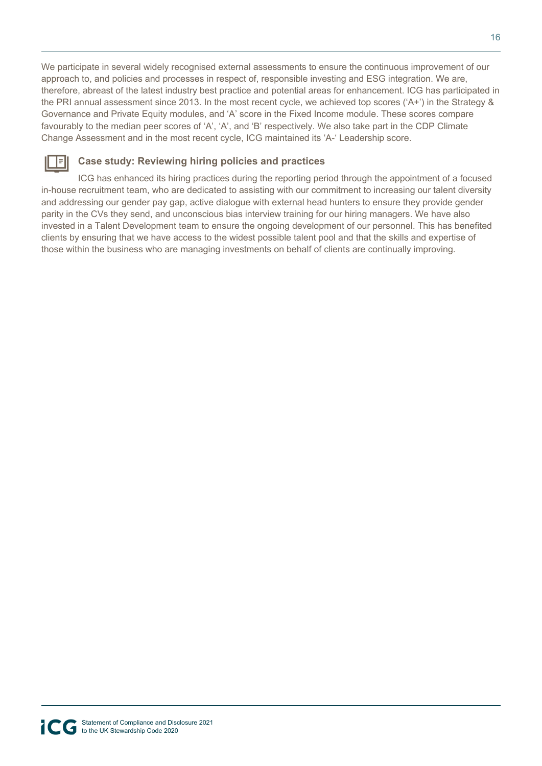We participate in several widely recognised external assessments to ensure the continuous improvement of our approach to, and policies and processes in respect of, responsible investing and ESG integration. We are, therefore, abreast of the latest industry best practice and potential areas for enhancement. ICG has participated in the PRI annual assessment since 2013. In the most recent cycle, we achieved top scores ('A+') in the Strategy & Governance and Private Equity modules, and 'A' score in the Fixed Income module. These scores compare favourably to the median peer scores of 'A', 'A', and 'B' respectively. We also take part in the CDP Climate Change Assessment and in the most recent cycle, ICG maintained its 'A-' Leadership score.

### Case study: Reviewing hiring policies and practices

ICG has enhanced its hiring practices during the reporting period through the appointment of a focused in-house recruitment team, who are dedicated to assisting with our commitment to increasing our talent diversity and addressing our gender pay gap, active dialogue with external head hunters to ensure they provide gender parity in the CVs they send, and unconscious bias interview training for our hiring managers. We have also invested in a Talent Development team to ensure the ongoing development of our personnel. This has benefited clients by ensuring that we have access to the widest possible talent pool and that the skills and expertise of those within the business who are managing investments on behalf of clients are continually improving.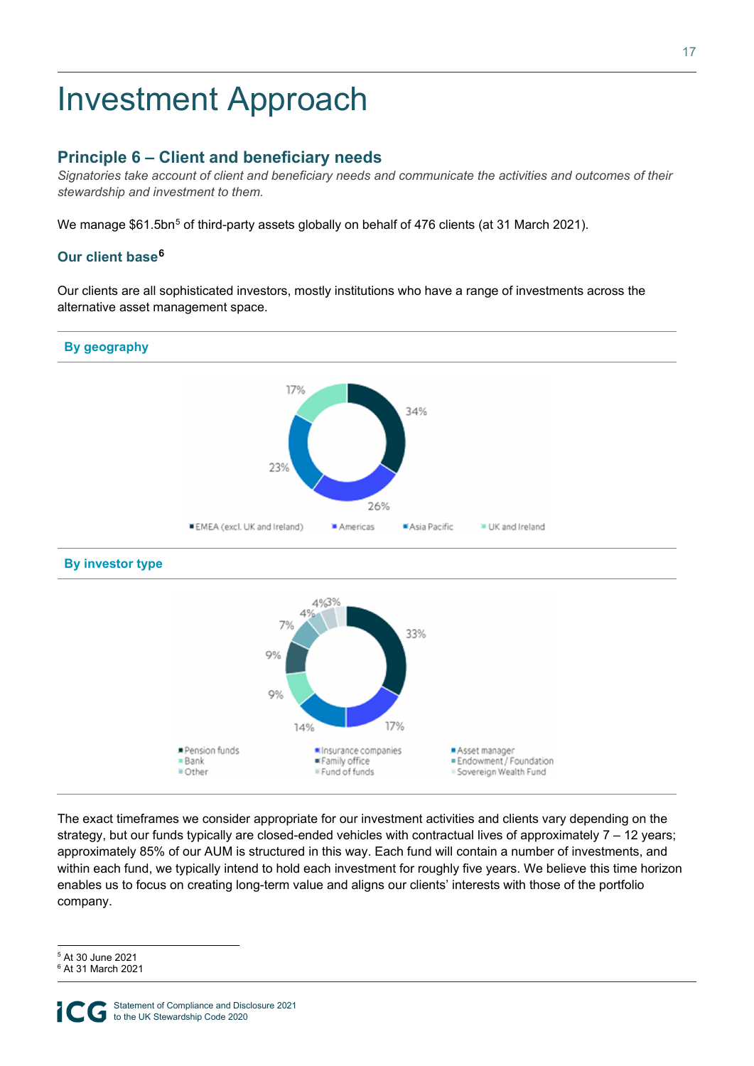# Investment Approach

## Principle 6 – Client and beneficiary needs

*Signatories take account of client and beneficiary needs and communicate the activities and outcomes of their stewardship and investment to them.*

We manage $61.5bn[5] of third-party assets globally on behalf of 476 clients (at 31 March 2021).

### Our client base[6]

Our clients are all sophisticated investors, mostly institutions who have a range of investments across the alternative asset management space.

**By geography**

| Region | Share |
|---|---|
| EMEA (excl. UK and Ireland) | 34% |
| Americas | 26% |
| Asia Pacific | 23% |
| UK and Ireland | 17% |

**By investor type**

| Investor type | Share |
|---|---|
| Pension funds | 33% |
| Insurance companies | 17% |
| Asset manager | 14% |
| Bank | 9% |
| Family office | 9% |
| Endowment / Foundation | 7% |
| Other | 4% |
| Fund of funds | 4% |
| Sovereign Wealth Fund | 3% |

The exact timeframes we consider appropriate for our investment activities and clients vary depending on the strategy, but our funds typically are closed-ended vehicles with contractual lives of approximately 7 – 12 years; approximately 85% of our AUM is structured in this way. Each fund will contain a number of investments, and within each fund, we typically intend to hold each investment for roughly five years. We believe this time horizon enables us to focus on creating long-term value and aligns our clients' interests with those of the portfolio company.

---

[5] At 30 June 2021
[6] At 31 March 2021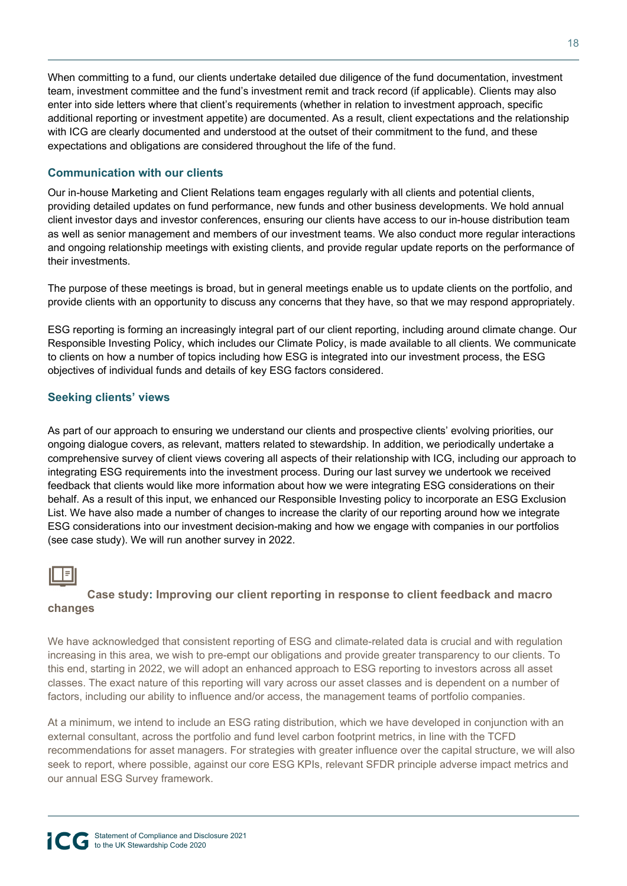When committing to a fund, our clients undertake detailed due diligence of the fund documentation, investment team, investment committee and the fund's investment remit and track record (if applicable). Clients may also enter into side letters where that client's requirements (whether in relation to investment approach, specific additional reporting or investment appetite) are documented. As a result, client expectations and the relationship with ICG are clearly documented and understood at the outset of their commitment to the fund, and these expectations and obligations are considered throughout the life of the fund.

## Communication with our clients

Our in-house Marketing and Client Relations team engages regularly with all clients and potential clients, providing detailed updates on fund performance, new funds and other business developments. We hold annual client investor days and investor conferences, ensuring our clients have access to our in-house distribution team as well as senior management and members of our investment teams. We also conduct more regular interactions and ongoing relationship meetings with existing clients, and provide regular update reports on the performance of their investments.

The purpose of these meetings is broad, but in general meetings enable us to update clients on the portfolio, and provide clients with an opportunity to discuss any concerns that they have, so that we may respond appropriately.

ESG reporting is forming an increasingly integral part of our client reporting, including around climate change. Our Responsible Investing Policy, which includes our Climate Policy, is made available to all clients. We communicate to clients on how a number of topics including how ESG is integrated into our investment process, the ESG objectives of individual funds and details of key ESG factors considered.

## Seeking clients' views

As part of our approach to ensuring we understand our clients and prospective clients' evolving priorities, our ongoing dialogue covers, as relevant, matters related to stewardship. In addition, we periodically undertake a comprehensive survey of client views covering all aspects of their relationship with ICG, including our approach to integrating ESG requirements into the investment process. During our last survey we undertook we received feedback that clients would like more information about how we were integrating ESG considerations on their behalf. As a result of this input, we enhanced our Responsible Investing policy to incorporate an ESG Exclusion List. We have also made a number of changes to increase the clarity of our reporting around how we integrate ESG considerations into our investment decision-making and how we engage with companies in our portfolios (see case study). We will run another survey in 2022.

### Case study: Improving our client reporting in response to client feedback and macro changes

We have acknowledged that consistent reporting of ESG and climate-related data is crucial and with regulation increasing in this area, we wish to pre-empt our obligations and provide greater transparency to our clients. To this end, starting in 2022, we will adopt an enhanced approach to ESG reporting to investors across all asset classes. The exact nature of this reporting will vary across our asset classes and is dependent on a number of factors, including our ability to influence and/or access, the management teams of portfolio companies.

At a minimum, we intend to include an ESG rating distribution, which we have developed in conjunction with an external consultant, across the portfolio and fund level carbon footprint metrics, in line with the TCFD recommendations for asset managers. For strategies with greater influence over the capital structure, we will also seek to report, where possible, against our core ESG KPIs, relevant SFDR principle adverse impact metrics and our annual ESG Survey framework.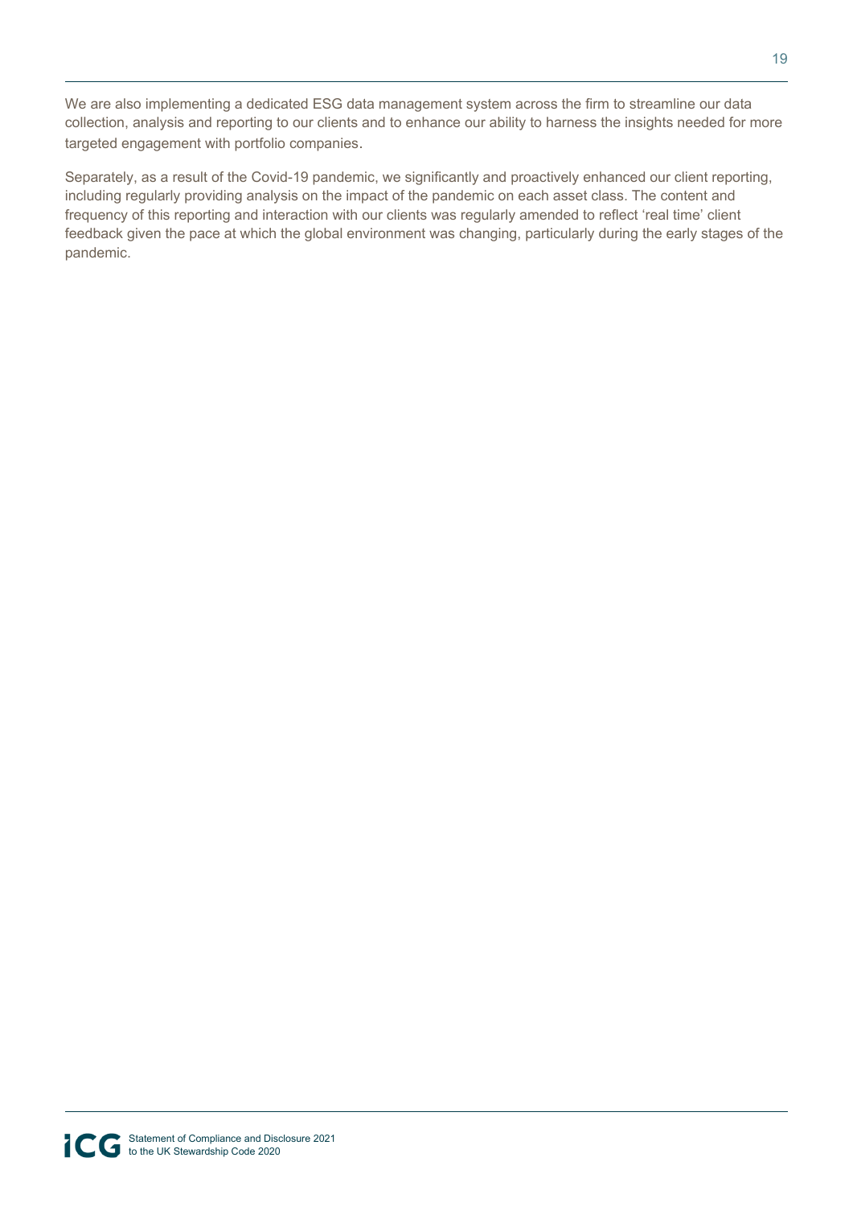We are also implementing a dedicated ESG data management system across the firm to streamline our data collection, analysis and reporting to our clients and to enhance our ability to harness the insights needed for more targeted engagement with portfolio companies.

Separately, as a result of the Covid-19 pandemic, we significantly and proactively enhanced our client reporting, including regularly providing analysis on the impact of the pandemic on each asset class. The content and frequency of this reporting and interaction with our clients was regularly amended to reflect 'real time' client feedback given the pace at which the global environment was changing, particularly during the early stages of the pandemic.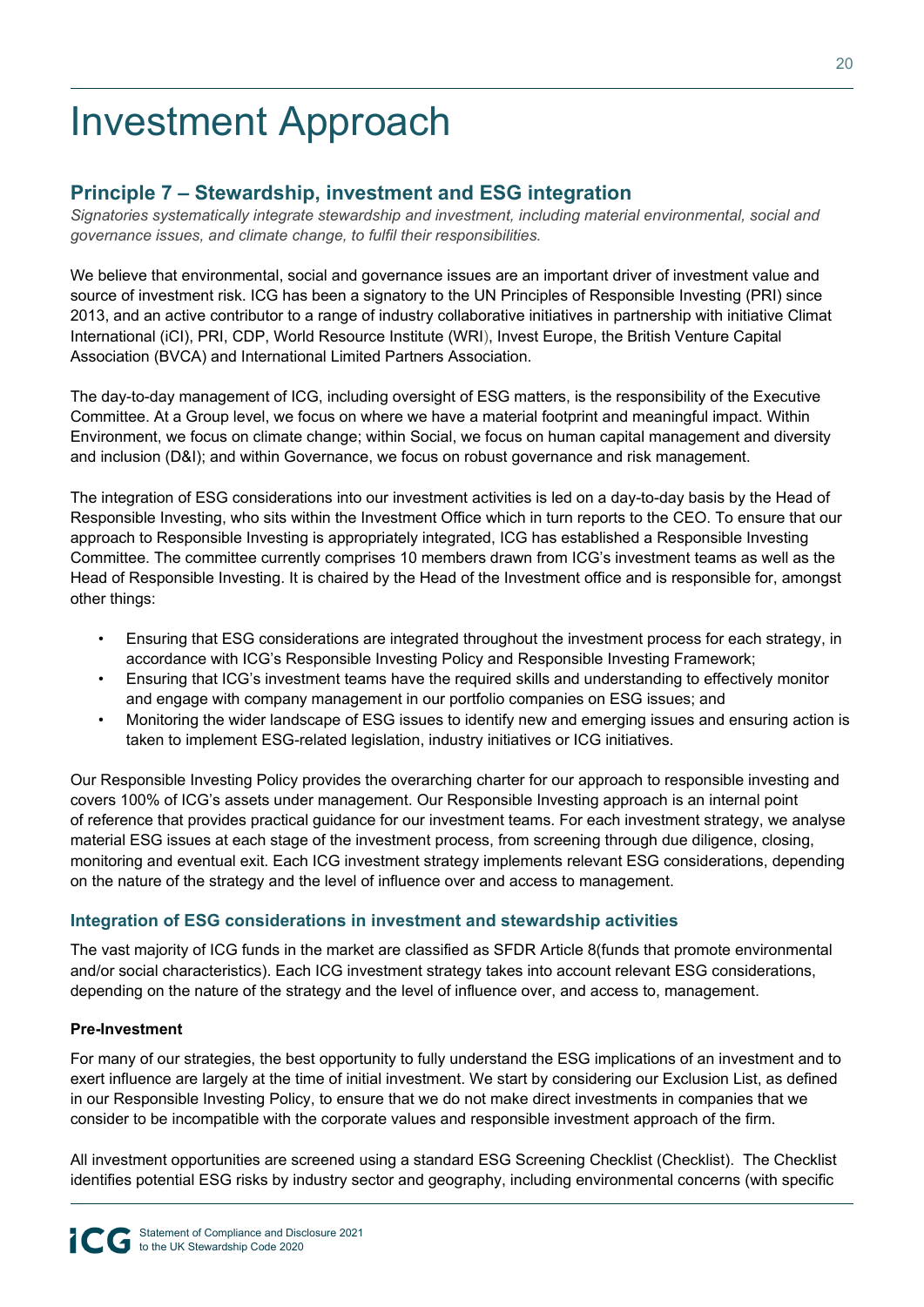# Investment Approach

## Principle 7 – Stewardship, investment and ESG integration

*Signatories systematically integrate stewardship and investment, including material environmental, social and governance issues, and climate change, to fulfil their responsibilities.*

We believe that environmental, social and governance issues are an important driver of investment value and source of investment risk. ICG has been a signatory to the UN Principles of Responsible Investing (PRI) since 2013, and an active contributor to a range of industry collaborative initiatives in partnership with initiative Climat International (iCI), PRI, CDP, World Resource Institute (WRI), Invest Europe, the British Venture Capital Association (BVCA) and International Limited Partners Association.

The day-to-day management of ICG, including oversight of ESG matters, is the responsibility of the Executive Committee. At a Group level, we focus on where we have a material footprint and meaningful impact. Within Environment, we focus on climate change; within Social, we focus on human capital management and diversity and inclusion (D&I); and within Governance, we focus on robust governance and risk management.

The integration of ESG considerations into our investment activities is led on a day-to-day basis by the Head of Responsible Investing, who sits within the Investment Office which in turn reports to the CEO. To ensure that our approach to Responsible Investing is appropriately integrated, ICG has established a Responsible Investing Committee. The committee currently comprises 10 members drawn from ICG's investment teams as well as the Head of Responsible Investing. It is chaired by the Head of the Investment office and is responsible for, amongst other things:

- Ensuring that ESG considerations are integrated throughout the investment process for each strategy, in accordance with ICG's Responsible Investing Policy and Responsible Investing Framework;
- Ensuring that ICG's investment teams have the required skills and understanding to effectively monitor and engage with company management in our portfolio companies on ESG issues; and
- Monitoring the wider landscape of ESG issues to identify new and emerging issues and ensuring action is taken to implement ESG-related legislation, industry initiatives or ICG initiatives.

Our Responsible Investing Policy provides the overarching charter for our approach to responsible investing and covers 100% of ICG's assets under management. Our Responsible Investing approach is an internal point of reference that provides practical guidance for our investment teams. For each investment strategy, we analyse material ESG issues at each stage of the investment process, from screening through due diligence, closing, monitoring and eventual exit. Each ICG investment strategy implements relevant ESG considerations, depending on the nature of the strategy and the level of influence over and access to management.

### Integration of ESG considerations in investment and stewardship activities

The vast majority of ICG funds in the market are classified as SFDR Article 8(funds that promote environmental and/or social characteristics). Each ICG investment strategy takes into account relevant ESG considerations, depending on the nature of the strategy and the level of influence over, and access to, management.

**Pre-Investment**

For many of our strategies, the best opportunity to fully understand the ESG implications of an investment and to exert influence are largely at the time of initial investment. We start by considering our Exclusion List, as defined in our Responsible Investing Policy, to ensure that we do not make direct investments in companies that we consider to be incompatible with the corporate values and responsible investment approach of the firm.

All investment opportunities are screened using a standard ESG Screening Checklist (Checklist). The Checklist identifies potential ESG risks by industry sector and geography, including environmental concerns (with specific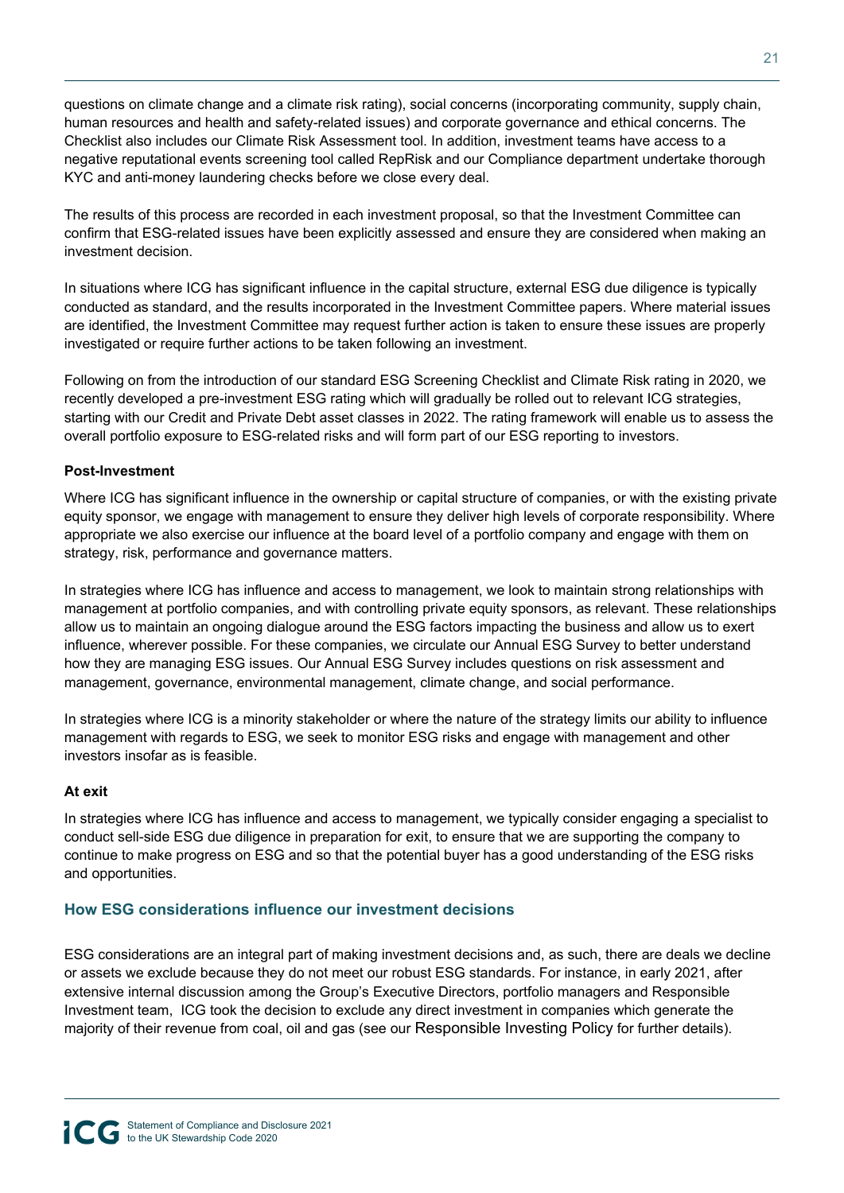questions on climate change and a climate risk rating), social concerns (incorporating community, supply chain, human resources and health and safety-related issues) and corporate governance and ethical concerns. The Checklist also includes our Climate Risk Assessment tool. In addition, investment teams have access to a negative reputational events screening tool called RepRisk and our Compliance department undertake thorough KYC and anti-money laundering checks before we close every deal.

The results of this process are recorded in each investment proposal, so that the Investment Committee can confirm that ESG-related issues have been explicitly assessed and ensure they are considered when making an investment decision.

In situations where ICG has significant influence in the capital structure, external ESG due diligence is typically conducted as standard, and the results incorporated in the Investment Committee papers. Where material issues are identified, the Investment Committee may request further action is taken to ensure these issues are properly investigated or require further actions to be taken following an investment.

Following on from the introduction of our standard ESG Screening Checklist and Climate Risk rating in 2020, we recently developed a pre-investment ESG rating which will gradually be rolled out to relevant ICG strategies, starting with our Credit and Private Debt asset classes in 2022. The rating framework will enable us to assess the overall portfolio exposure to ESG-related risks and will form part of our ESG reporting to investors.

**Post-Investment**

Where ICG has significant influence in the ownership or capital structure of companies, or with the existing private equity sponsor, we engage with management to ensure they deliver high levels of corporate responsibility. Where appropriate we also exercise our influence at the board level of a portfolio company and engage with them on strategy, risk, performance and governance matters.

In strategies where ICG has influence and access to management, we look to maintain strong relationships with management at portfolio companies, and with controlling private equity sponsors, as relevant. These relationships allow us to maintain an ongoing dialogue around the ESG factors impacting the business and allow us to exert influence, wherever possible. For these companies, we circulate our Annual ESG Survey to better understand how they are managing ESG issues. Our Annual ESG Survey includes questions on risk assessment and management, governance, environmental management, climate change, and social performance.

In strategies where ICG is a minority stakeholder or where the nature of the strategy limits our ability to influence management with regards to ESG, we seek to monitor ESG risks and engage with management and other investors insofar as is feasible.

**At exit**

In strategies where ICG has influence and access to management, we typically consider engaging a specialist to conduct sell-side ESG due diligence in preparation for exit, to ensure that we are supporting the company to continue to make progress on ESG and so that the potential buyer has a good understanding of the ESG risks and opportunities.

## How ESG considerations influence our investment decisions

ESG considerations are an integral part of making investment decisions and, as such, there are deals we decline or assets we exclude because they do not meet our robust ESG standards. For instance, in early 2021, after extensive internal discussion among the Group's Executive Directors, portfolio managers and Responsible Investment team, ICG took the decision to exclude any direct investment in companies which generate the majority of their revenue from coal, oil and gas (see our Responsible Investing Policy for further details).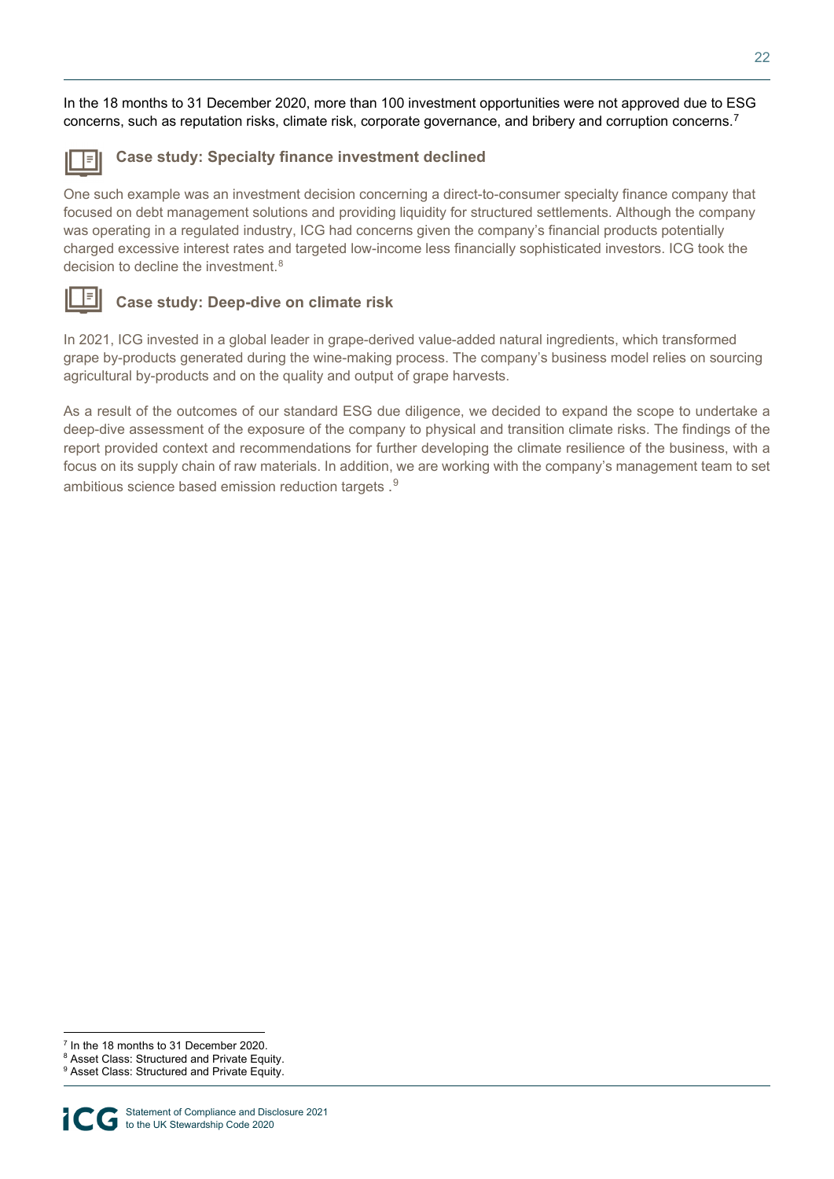In the 18 months to 31 December 2020, more than 100 investment opportunities were not approved due to ESG concerns, such as reputation risks, climate risk, corporate governance, and bribery and corruption concerns.[7]

### Case study: Specialty finance investment declined

One such example was an investment decision concerning a direct-to-consumer specialty finance company that focused on debt management solutions and providing liquidity for structured settlements. Although the company was operating in a regulated industry, ICG had concerns given the company's financial products potentially charged excessive interest rates and targeted low-income less financially sophisticated investors. ICG took the decision to decline the investment.[8]

### Case study: Deep-dive on climate risk

In 2021, ICG invested in a global leader in grape-derived value-added natural ingredients, which transformed grape by-products generated during the wine-making process. The company's business model relies on sourcing agricultural by-products and on the quality and output of grape harvests.

As a result of the outcomes of our standard ESG due diligence, we decided to expand the scope to undertake a deep-dive assessment of the exposure of the company to physical and transition climate risks. The findings of the report provided context and recommendations for further developing the climate resilience of the business, with a focus on its supply chain of raw materials. In addition, we are working with the company's management team to set ambitious science based emission reduction targets .[9]

---

[7] In the 18 months to 31 December 2020.
[8] Asset Class: Structured and Private Equity.
[9] Asset Class: Structured and Private Equity.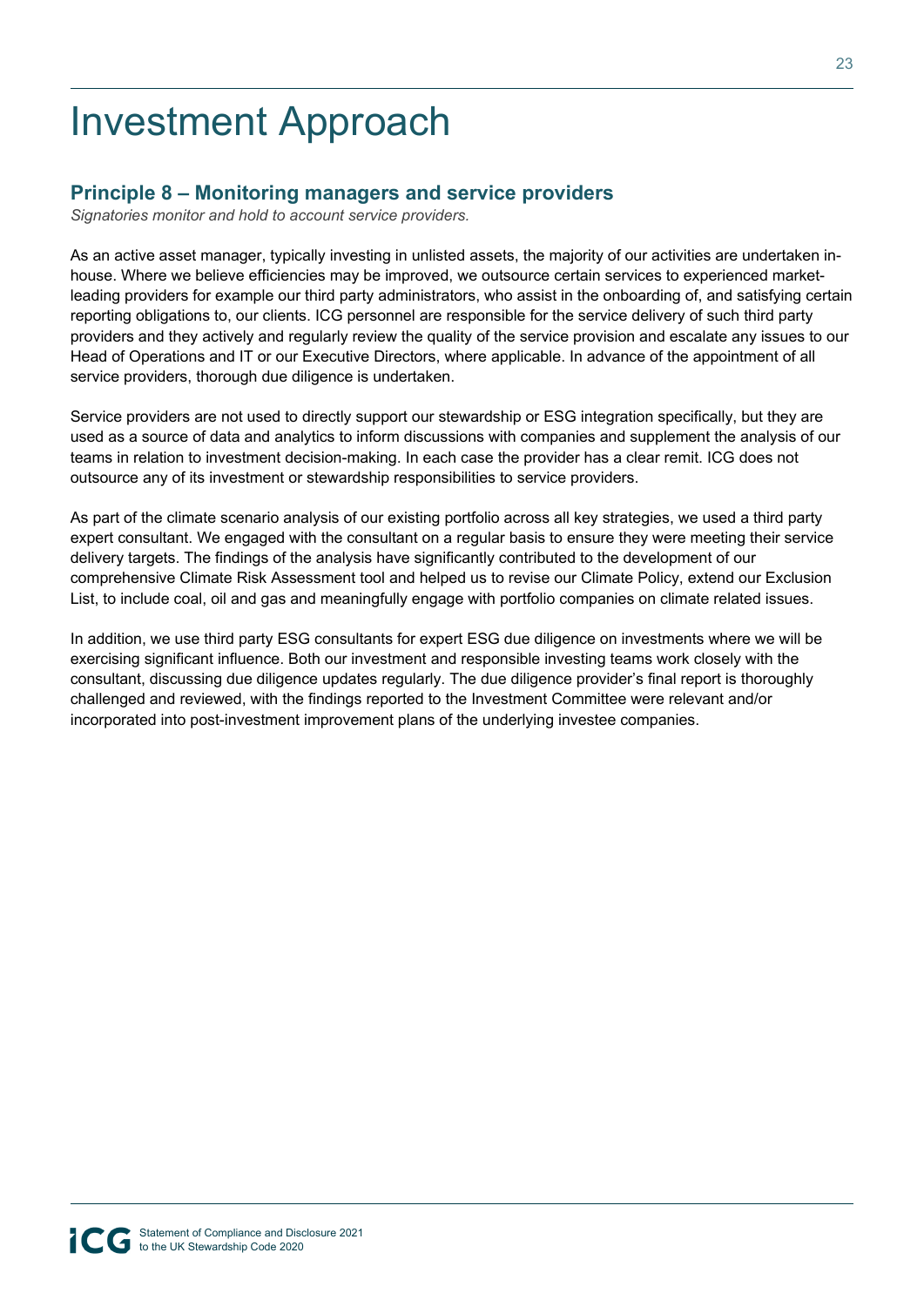# Investment Approach

## Principle 8 – Monitoring managers and service providers

*Signatories monitor and hold to account service providers.*

As an active asset manager, typically investing in unlisted assets, the majority of our activities are undertaken in-house. Where we believe efficiencies may be improved, we outsource certain services to experienced market-leading providers for example our third party administrators, who assist in the onboarding of, and satisfying certain reporting obligations to, our clients. ICG personnel are responsible for the service delivery of such third party providers and they actively and regularly review the quality of the service provision and escalate any issues to our Head of Operations and IT or our Executive Directors, where applicable. In advance of the appointment of all service providers, thorough due diligence is undertaken.

Service providers are not used to directly support our stewardship or ESG integration specifically, but they are used as a source of data and analytics to inform discussions with companies and supplement the analysis of our teams in relation to investment decision-making. In each case the provider has a clear remit. ICG does not outsource any of its investment or stewardship responsibilities to service providers.

As part of the climate scenario analysis of our existing portfolio across all key strategies, we used a third party expert consultant. We engaged with the consultant on a regular basis to ensure they were meeting their service delivery targets. The findings of the analysis have significantly contributed to the development of our comprehensive Climate Risk Assessment tool and helped us to revise our Climate Policy, extend our Exclusion List, to include coal, oil and gas and meaningfully engage with portfolio companies on climate related issues.

In addition, we use third party ESG consultants for expert ESG due diligence on investments where we will be exercising significant influence. Both our investment and responsible investing teams work closely with the consultant, discussing due diligence updates regularly. The due diligence provider's final report is thoroughly challenged and reviewed, with the findings reported to the Investment Committee were relevant and/or incorporated into post-investment improvement plans of the underlying investee companies.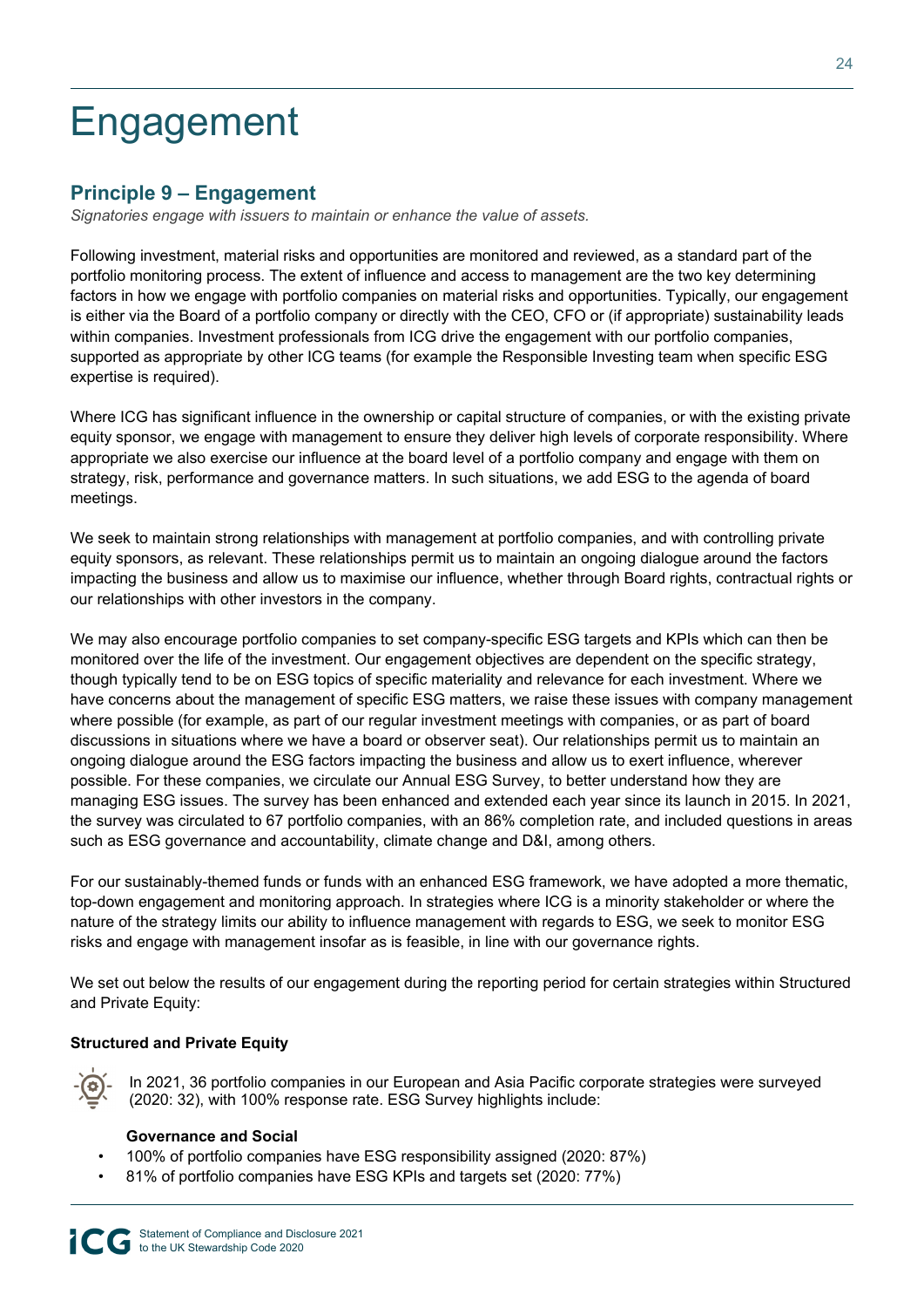# Engagement

## Principle 9 – Engagement

*Signatories engage with issuers to maintain or enhance the value of assets.*

Following investment, material risks and opportunities are monitored and reviewed, as a standard part of the portfolio monitoring process. The extent of influence and access to management are the two key determining factors in how we engage with portfolio companies on material risks and opportunities. Typically, our engagement is either via the Board of a portfolio company or directly with the CEO, CFO or (if appropriate) sustainability leads within companies. Investment professionals from ICG drive the engagement with our portfolio companies, supported as appropriate by other ICG teams (for example the Responsible Investing team when specific ESG expertise is required).

Where ICG has significant influence in the ownership or capital structure of companies, or with the existing private equity sponsor, we engage with management to ensure they deliver high levels of corporate responsibility. Where appropriate we also exercise our influence at the board level of a portfolio company and engage with them on strategy, risk, performance and governance matters. In such situations, we add ESG to the agenda of board meetings.

We seek to maintain strong relationships with management at portfolio companies, and with controlling private equity sponsors, as relevant. These relationships permit us to maintain an ongoing dialogue around the factors impacting the business and allow us to maximise our influence, whether through Board rights, contractual rights or our relationships with other investors in the company.

We may also encourage portfolio companies to set company-specific ESG targets and KPIs which can then be monitored over the life of the investment. Our engagement objectives are dependent on the specific strategy, though typically tend to be on ESG topics of specific materiality and relevance for each investment. Where we have concerns about the management of specific ESG matters, we raise these issues with company management where possible (for example, as part of our regular investment meetings with companies, or as part of board discussions in situations where we have a board or observer seat). Our relationships permit us to maintain an ongoing dialogue around the ESG factors impacting the business and allow us to exert influence, wherever possible. For these companies, we circulate our Annual ESG Survey, to better understand how they are managing ESG issues. The survey has been enhanced and extended each year since its launch in 2015. In 2021, the survey was circulated to 67 portfolio companies, with an 86% completion rate, and included questions in areas such as ESG governance and accountability, climate change and D&I, among others.

For our sustainably-themed funds or funds with an enhanced ESG framework, we have adopted a more thematic, top-down engagement and monitoring approach. In strategies where ICG is a minority stakeholder or where the nature of the strategy limits our ability to influence management with regards to ESG, we seek to monitor ESG risks and engage with management insofar as is feasible, in line with our governance rights.

We set out below the results of our engagement during the reporting period for certain strategies within Structured and Private Equity:

**Structured and Private Equity**

In 2021, 36 portfolio companies in our European and Asia Pacific corporate strategies were surveyed (2020: 32), with 100% response rate. ESG Survey highlights include:

**Governance and Social**

- 100% of portfolio companies have ESG responsibility assigned (2020: 87%)
- 81% of portfolio companies have ESG KPIs and targets set (2020: 77%)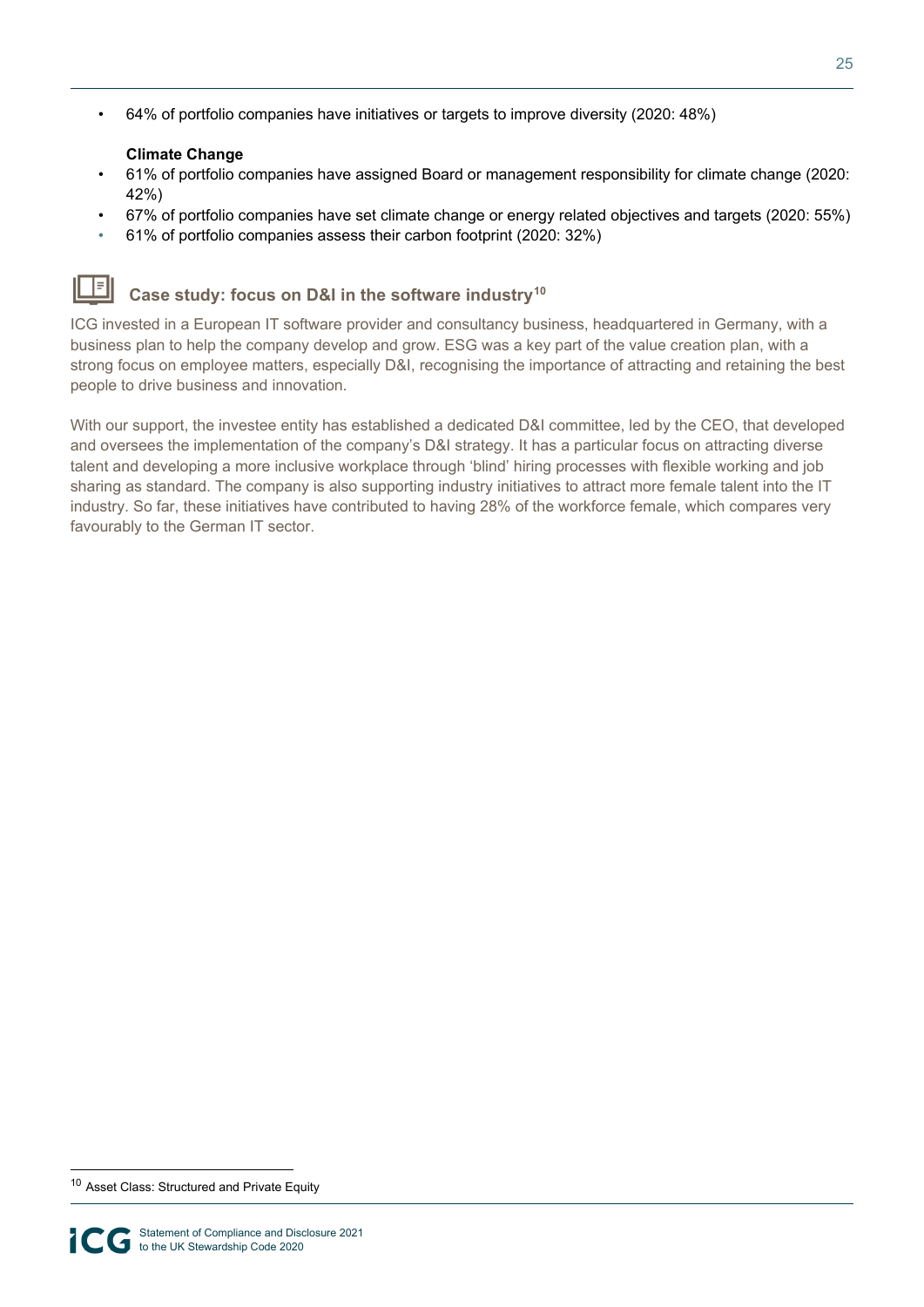- 64% of portfolio companies have initiatives or targets to improve diversity (2020: 48%)

**Climate Change**

- 61% of portfolio companies have assigned Board or management responsibility for climate change (2020: 42%)
- 67% of portfolio companies have set climate change or energy related objectives and targets (2020: 55%)
- 61% of portfolio companies assess their carbon footprint (2020: 32%)

### Case study: focus on D&I in the software industry[10]

ICG invested in a European IT software provider and consultancy business, headquartered in Germany, with a business plan to help the company develop and grow. ESG was a key part of the value creation plan, with a strong focus on employee matters, especially D&I, recognising the importance of attracting and retaining the best people to drive business and innovation.

With our support, the investee entity has established a dedicated D&I committee, led by the CEO, that developed and oversees the implementation of the company's D&I strategy. It has a particular focus on attracting diverse talent and developing a more inclusive workplace through 'blind' hiring processes with flexible working and job sharing as standard. The company is also supporting industry initiatives to attract more female talent into the IT industry. So far, these initiatives have contributed to having 28% of the workforce female, which compares very favourably to the German IT sector.

[10] Asset Class: Structured and Private Equity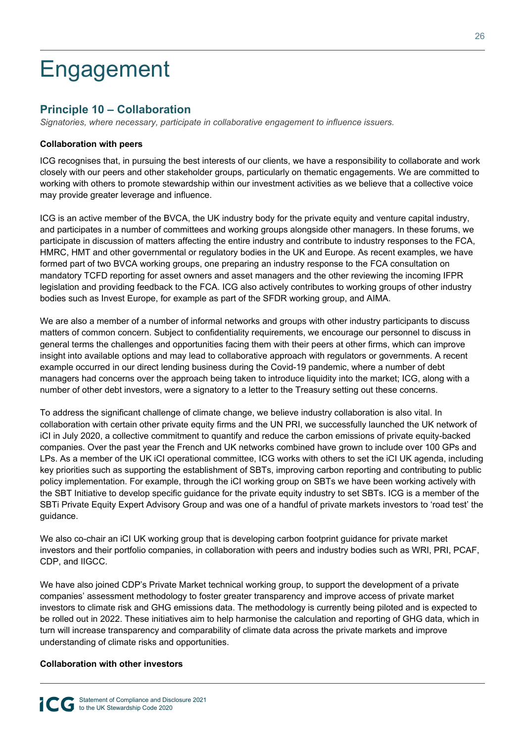# Engagement

## Principle 10 – Collaboration

*Signatories, where necessary, participate in collaborative engagement to influence issuers.*

**Collaboration with peers**

ICG recognises that, in pursuing the best interests of our clients, we have a responsibility to collaborate and work closely with our peers and other stakeholder groups, particularly on thematic engagements. We are committed to working with others to promote stewardship within our investment activities as we believe that a collective voice may provide greater leverage and influence.

ICG is an active member of the BVCA, the UK industry body for the private equity and venture capital industry, and participates in a number of committees and working groups alongside other managers. In these forums, we participate in discussion of matters affecting the entire industry and contribute to industry responses to the FCA, HMRC, HMT and other governmental or regulatory bodies in the UK and Europe. As recent examples, we have formed part of two BVCA working groups, one preparing an industry response to the FCA consultation on mandatory TCFD reporting for asset owners and asset managers and the other reviewing the incoming IFPR legislation and providing feedback to the FCA. ICG also actively contributes to working groups of other industry bodies such as Invest Europe, for example as part of the SFDR working group, and AIMA.

We are also a member of a number of informal networks and groups with other industry participants to discuss matters of common concern. Subject to confidentiality requirements, we encourage our personnel to discuss in general terms the challenges and opportunities facing them with their peers at other firms, which can improve insight into available options and may lead to collaborative approach with regulators or governments. A recent example occurred in our direct lending business during the Covid-19 pandemic, where a number of debt managers had concerns over the approach being taken to introduce liquidity into the market; ICG, along with a number of other debt investors, were a signatory to a letter to the Treasury setting out these concerns.

To address the significant challenge of climate change, we believe industry collaboration is also vital. In collaboration with certain other private equity firms and the UN PRI, we successfully launched the UK network of iCI in July 2020, a collective commitment to quantify and reduce the carbon emissions of private equity-backed companies. Over the past year the French and UK networks combined have grown to include over 100 GPs and LPs. As a member of the UK iCI operational committee, ICG works with others to set the iCI UK agenda, including key priorities such as supporting the establishment of SBTs, improving carbon reporting and contributing to public policy implementation. For example, through the iCI working group on SBTs we have been working actively with the SBT Initiative to develop specific guidance for the private equity industry to set SBTs. ICG is a member of the SBTi Private Equity Expert Advisory Group and was one of a handful of private markets investors to 'road test' the guidance.

We also co-chair an iCI UK working group that is developing carbon footprint guidance for private market investors and their portfolio companies, in collaboration with peers and industry bodies such as WRI, PRI, PCAF, CDP, and IIGCC.

We have also joined CDP's Private Market technical working group, to support the development of a private companies' assessment methodology to foster greater transparency and improve access of private market investors to climate risk and GHG emissions data. The methodology is currently being piloted and is expected to be rolled out in 2022. These initiatives aim to help harmonise the calculation and reporting of GHG data, which in turn will increase transparency and comparability of climate data across the private markets and improve understanding of climate risks and opportunities.

**Collaboration with other investors**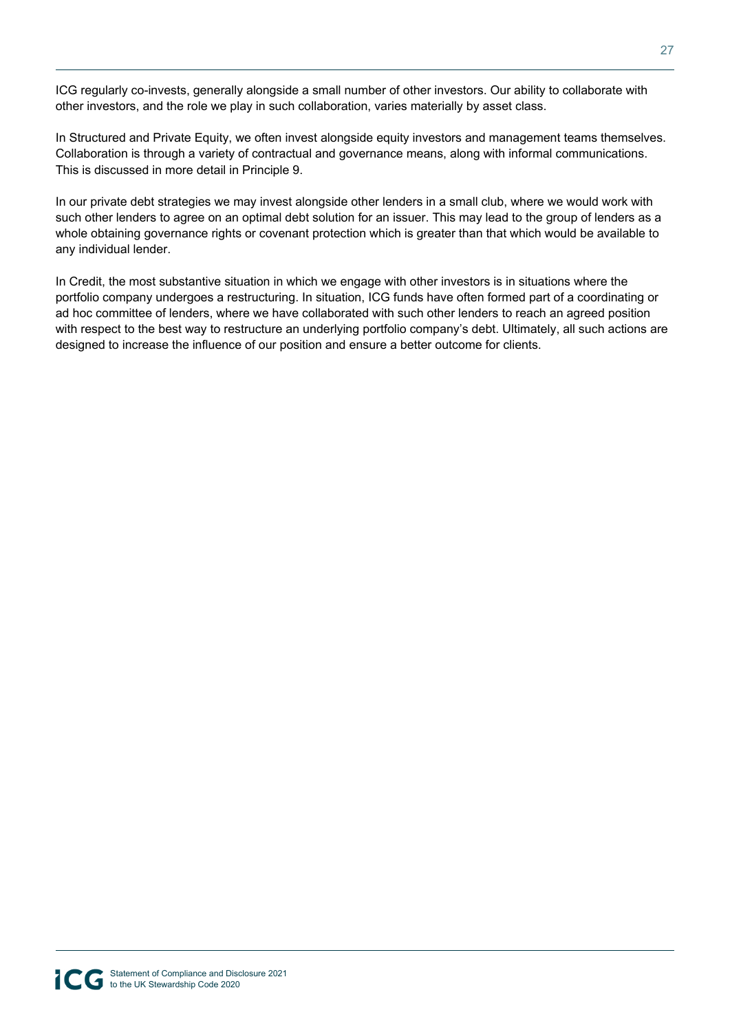ICG regularly co-invests, generally alongside a small number of other investors. Our ability to collaborate with other investors, and the role we play in such collaboration, varies materially by asset class.

In Structured and Private Equity, we often invest alongside equity investors and management teams themselves. Collaboration is through a variety of contractual and governance means, along with informal communications. This is discussed in more detail in Principle 9.

In our private debt strategies we may invest alongside other lenders in a small club, where we would work with such other lenders to agree on an optimal debt solution for an issuer. This may lead to the group of lenders as a whole obtaining governance rights or covenant protection which is greater than that which would be available to any individual lender.

In Credit, the most substantive situation in which we engage with other investors is in situations where the portfolio company undergoes a restructuring. In situation, ICG funds have often formed part of a coordinating or ad hoc committee of lenders, where we have collaborated with such other lenders to reach an agreed position with respect to the best way to restructure an underlying portfolio company's debt. Ultimately, all such actions are designed to increase the influence of our position and ensure a better outcome for clients.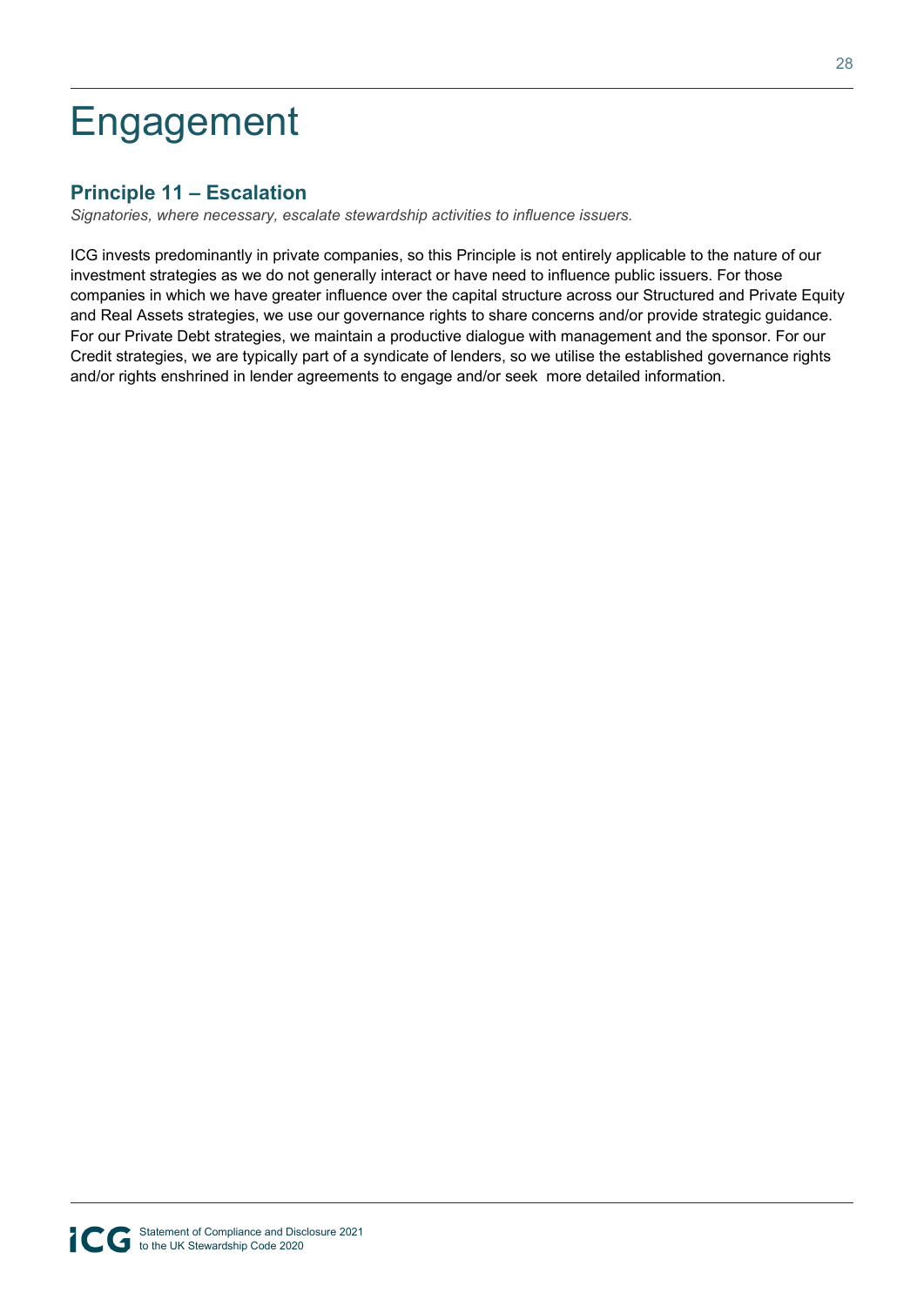# Engagement

## Principle 11 – Escalation

*Signatories, where necessary, escalate stewardship activities to influence issuers.*

ICG invests predominantly in private companies, so this Principle is not entirely applicable to the nature of our investment strategies as we do not generally interact or have need to influence public issuers. For those companies in which we have greater influence over the capital structure across our Structured and Private Equity and Real Assets strategies, we use our governance rights to share concerns and/or provide strategic guidance. For our Private Debt strategies, we maintain a productive dialogue with management and the sponsor. For our Credit strategies, we are typically part of a syndicate of lenders, so we utilise the established governance rights and/or rights enshrined in lender agreements to engage and/or seek more detailed information.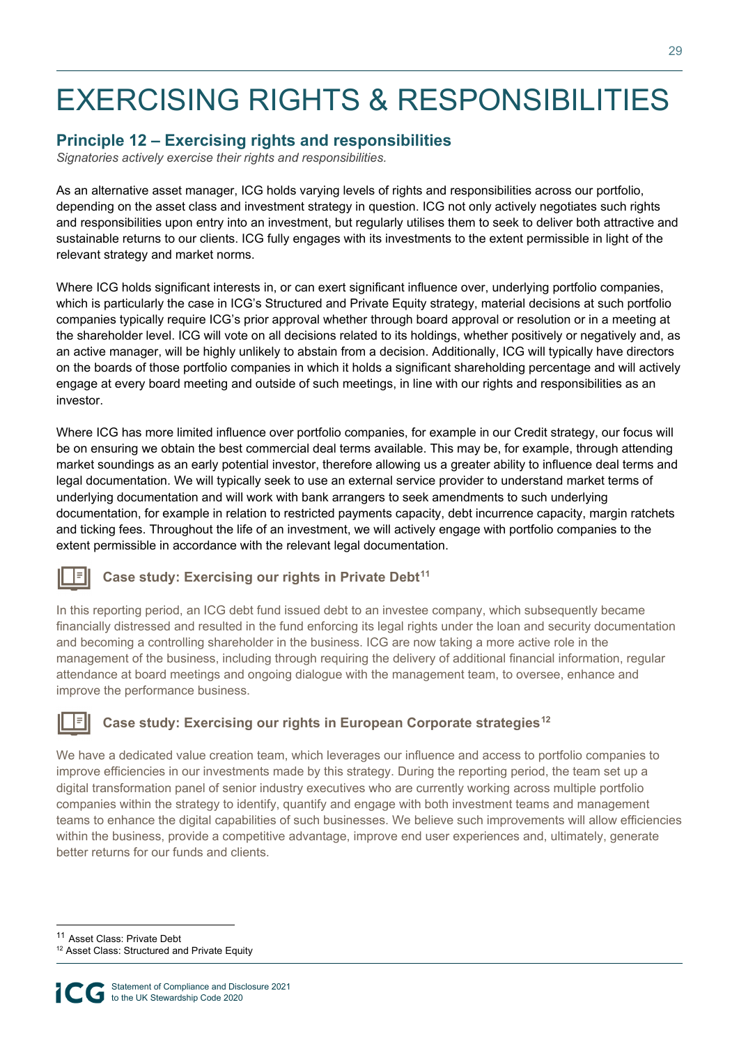# EXERCISING RIGHTS & RESPONSIBILITIES

## Principle 12 – Exercising rights and responsibilities

*Signatories actively exercise their rights and responsibilities.*

As an alternative asset manager, ICG holds varying levels of rights and responsibilities across our portfolio, depending on the asset class and investment strategy in question. ICG not only actively negotiates such rights and responsibilities upon entry into an investment, but regularly utilises them to seek to deliver both attractive and sustainable returns to our clients. ICG fully engages with its investments to the extent permissible in light of the relevant strategy and market norms.

Where ICG holds significant interests in, or can exert significant influence over, underlying portfolio companies, which is particularly the case in ICG's Structured and Private Equity strategy, material decisions at such portfolio companies typically require ICG's prior approval whether through board approval or resolution or in a meeting at the shareholder level. ICG will vote on all decisions related to its holdings, whether positively or negatively and, as an active manager, will be highly unlikely to abstain from a decision. Additionally, ICG will typically have directors on the boards of those portfolio companies in which it holds a significant shareholding percentage and will actively engage at every board meeting and outside of such meetings, in line with our rights and responsibilities as an investor.

Where ICG has more limited influence over portfolio companies, for example in our Credit strategy, our focus will be on ensuring we obtain the best commercial deal terms available. This may be, for example, through attending market soundings as an early potential investor, therefore allowing us a greater ability to influence deal terms and legal documentation. We will typically seek to use an external service provider to understand market terms of underlying documentation and will work with bank arrangers to seek amendments to such underlying documentation, for example in relation to restricted payments capacity, debt incurrence capacity, margin ratchets and ticking fees. Throughout the life of an investment, we will actively engage with portfolio companies to the extent permissible in accordance with the relevant legal documentation.

### Case study: Exercising our rights in Private Debt[11]

In this reporting period, an ICG debt fund issued debt to an investee company, which subsequently became financially distressed and resulted in the fund enforcing its legal rights under the loan and security documentation and becoming a controlling shareholder in the business. ICG are now taking a more active role in the management of the business, including through requiring the delivery of additional financial information, regular attendance at board meetings and ongoing dialogue with the management team, to oversee, enhance and improve the performance business.

### Case study: Exercising our rights in European Corporate strategies[12]

We have a dedicated value creation team, which leverages our influence and access to portfolio companies to improve efficiencies in our investments made by this strategy. During the reporting period, the team set up a digital transformation panel of senior industry executives who are currently working across multiple portfolio companies within the strategy to identify, quantify and engage with both investment teams and management teams to enhance the digital capabilities of such businesses. We believe such improvements will allow efficiencies within the business, provide a competitive advantage, improve end user experiences and, ultimately, generate better returns for our funds and clients.

---

[11] Asset Class: Private Debt

[12] Asset Class: Structured and Private Equity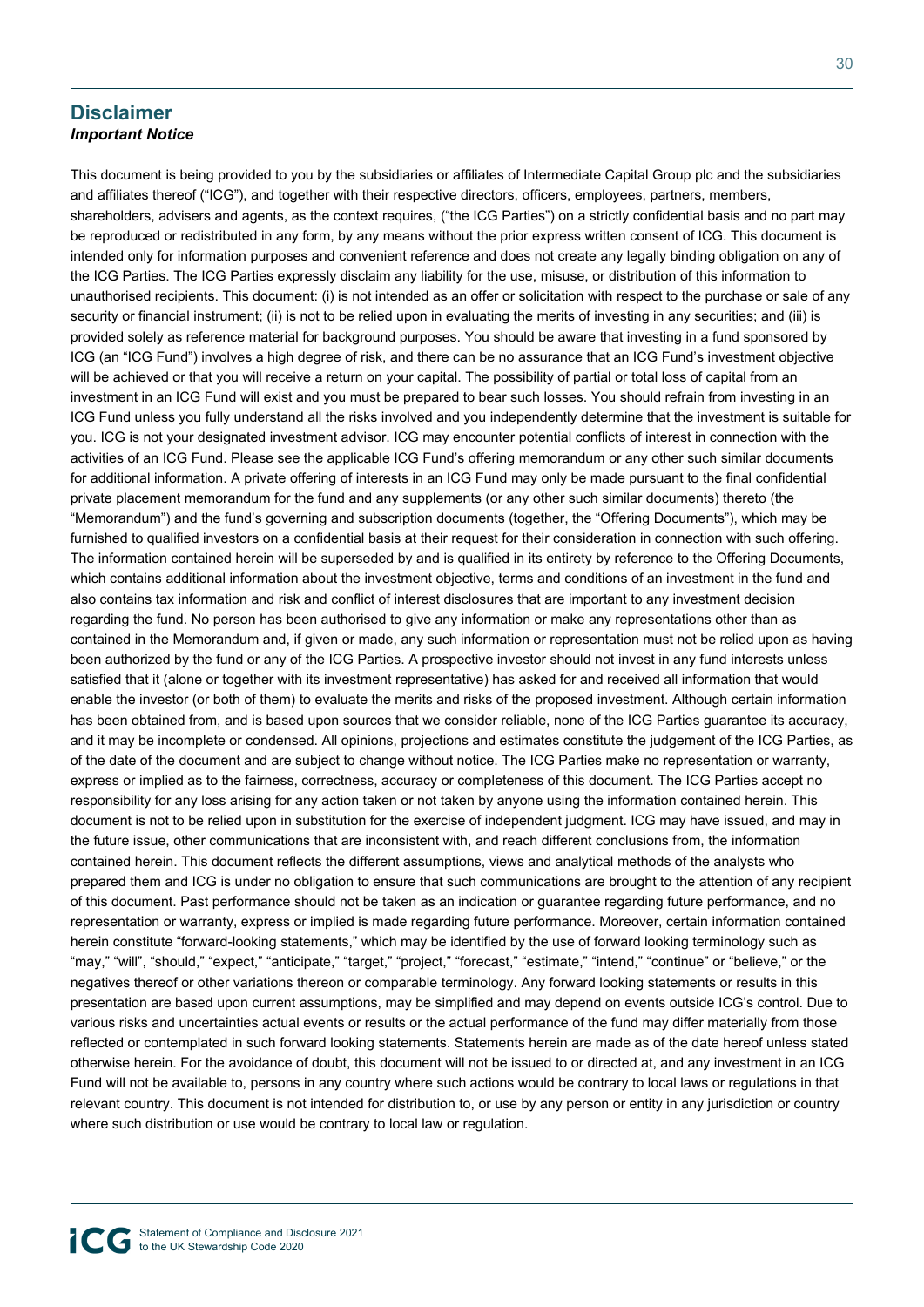## Disclaimer

***Important Notice***

This document is being provided to you by the subsidiaries or affiliates of Intermediate Capital Group plc and the subsidiaries and affiliates thereof ("ICG"), and together with their respective directors, officers, employees, partners, members, shareholders, advisers and agents, as the context requires, ("the ICG Parties") on a strictly confidential basis and no part may be reproduced or redistributed in any form, by any means without the prior express written consent of ICG. This document is intended only for information purposes and convenient reference and does not create any legally binding obligation on any of the ICG Parties. The ICG Parties expressly disclaim any liability for the use, misuse, or distribution of this information to unauthorised recipients. This document: (i) is not intended as an offer or solicitation with respect to the purchase or sale of any security or financial instrument; (ii) is not to be relied upon in evaluating the merits of investing in any securities; and (iii) is provided solely as reference material for background purposes. You should be aware that investing in a fund sponsored by ICG (an "ICG Fund") involves a high degree of risk, and there can be no assurance that an ICG Fund's investment objective will be achieved or that you will receive a return on your capital. The possibility of partial or total loss of capital from an investment in an ICG Fund will exist and you must be prepared to bear such losses. You should refrain from investing in an ICG Fund unless you fully understand all the risks involved and you independently determine that the investment is suitable for you. ICG is not your designated investment advisor. ICG may encounter potential conflicts of interest in connection with the activities of an ICG Fund. Please see the applicable ICG Fund's offering memorandum or any other such similar documents for additional information. A private offering of interests in an ICG Fund may only be made pursuant to the final confidential private placement memorandum for the fund and any supplements (or any other such similar documents) thereto (the "Memorandum") and the fund's governing and subscription documents (together, the "Offering Documents"), which may be furnished to qualified investors on a confidential basis at their request for their consideration in connection with such offering. The information contained herein will be superseded by and is qualified in its entirety by reference to the Offering Documents, which contains additional information about the investment objective, terms and conditions of an investment in the fund and also contains tax information and risk and conflict of interest disclosures that are important to any investment decision regarding the fund. No person has been authorised to give any information or make any representations other than as contained in the Memorandum and, if given or made, any such information or representation must not be relied upon as having been authorized by the fund or any of the ICG Parties. A prospective investor should not invest in any fund interests unless satisfied that it (alone or together with its investment representative) has asked for and received all information that would enable the investor (or both of them) to evaluate the merits and risks of the proposed investment. Although certain information has been obtained from, and is based upon sources that we consider reliable, none of the ICG Parties guarantee its accuracy, and it may be incomplete or condensed. All opinions, projections and estimates constitute the judgement of the ICG Parties, as of the date of the document and are subject to change without notice. The ICG Parties make no representation or warranty, express or implied as to the fairness, correctness, accuracy or completeness of this document. The ICG Parties accept no responsibility for any loss arising for any action taken or not taken by anyone using the information contained herein. This document is not to be relied upon in substitution for the exercise of independent judgment. ICG may have issued, and may in the future issue, other communications that are inconsistent with, and reach different conclusions from, the information contained herein. This document reflects the different assumptions, views and analytical methods of the analysts who prepared them and ICG is under no obligation to ensure that such communications are brought to the attention of any recipient of this document. Past performance should not be taken as an indication or guarantee regarding future performance, and no representation or warranty, express or implied is made regarding future performance. Moreover, certain information contained herein constitute "forward-looking statements," which may be identified by the use of forward looking terminology such as "may," "will", "should," "expect," "anticipate," "target," "project," "forecast," "estimate," "intend," "continue" or "believe," or the negatives thereof or other variations thereon or comparable terminology. Any forward looking statements or results in this presentation are based upon current assumptions, may be simplified and may depend on events outside ICG's control. Due to various risks and uncertainties actual events or results or the actual performance of the fund may differ materially from those reflected or contemplated in such forward looking statements. Statements herein are made as of the date hereof unless stated otherwise herein. For the avoidance of doubt, this document will not be issued to or directed at, and any investment in an ICG Fund will not be available to, persons in any country where such actions would be contrary to local laws or regulations in that relevant country. This document is not intended for distribution to, or use by any person or entity in any jurisdiction or country where such distribution or use would be contrary to local law or regulation.